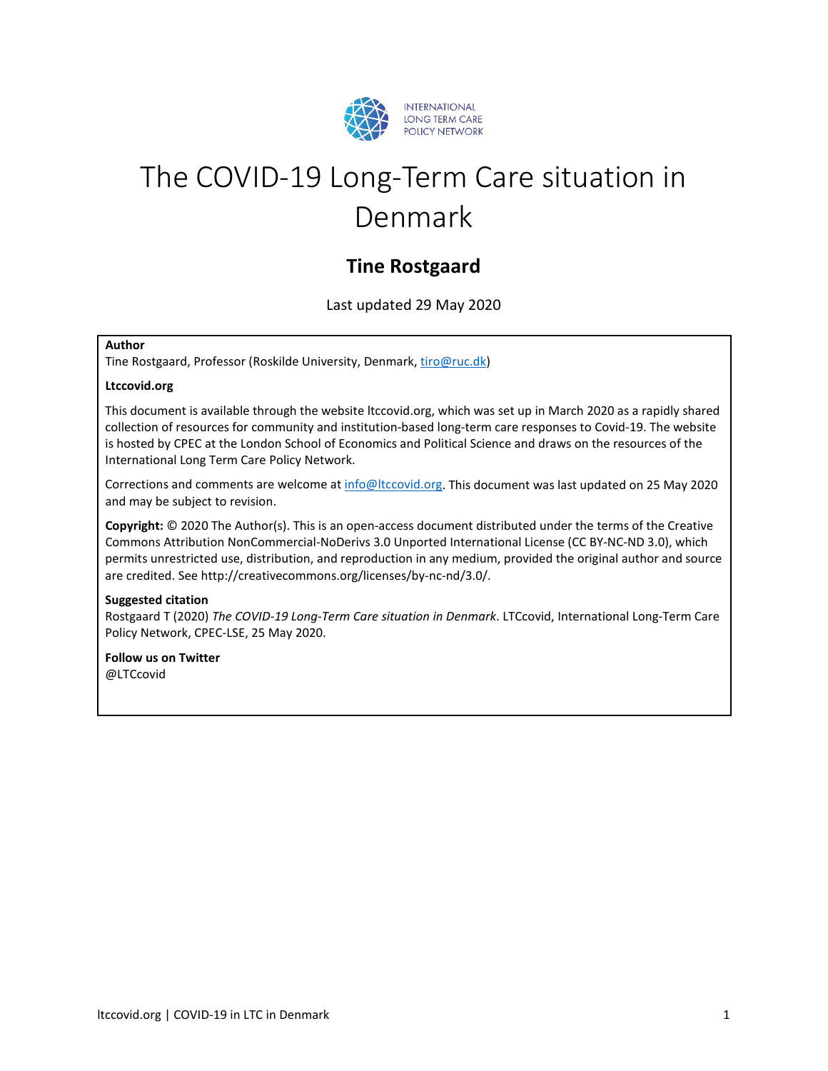INTERNATIONAL
LONG TERM CARE
POLICY NETWORK

# The COVID-19 Long-Term Care situation in Denmark

## Tine Rostgaard

Last updated 29 May 2020

**Author**
Tine Rostgaard, Professor (Roskilde University, Denmark, tiro@ruc.dk)

**Ltccovid.org**

This document is available through the website ltccovid.org, which was set up in March 2020 as a rapidly shared collection of resources for community and institution-based long-term care responses to Covid-19. The website is hosted by CPEC at the London School of Economics and Political Science and draws on the resources of the International Long Term Care Policy Network.

Corrections and comments are welcome at info@ltccovid.org. This document was last updated on 25 May 2020 and may be subject to revision.

**Copyright:** © 2020 The Author(s). This is an open-access document distributed under the terms of the Creative Commons Attribution NonCommercial-NoDerivs 3.0 Unported International License (CC BY-NC-ND 3.0), which permits unrestricted use, distribution, and reproduction in any medium, provided the original author and source are credited. See http://creativecommons.org/licenses/by-nc-nd/3.0/.

**Suggested citation**
Rostgaard T (2020) *The COVID-19 Long-Term Care situation in Denmark*. LTCcovid, International Long-Term Care Policy Network, CPEC-LSE, 25 May 2020.

**Follow us on Twitter**
@LTCcovid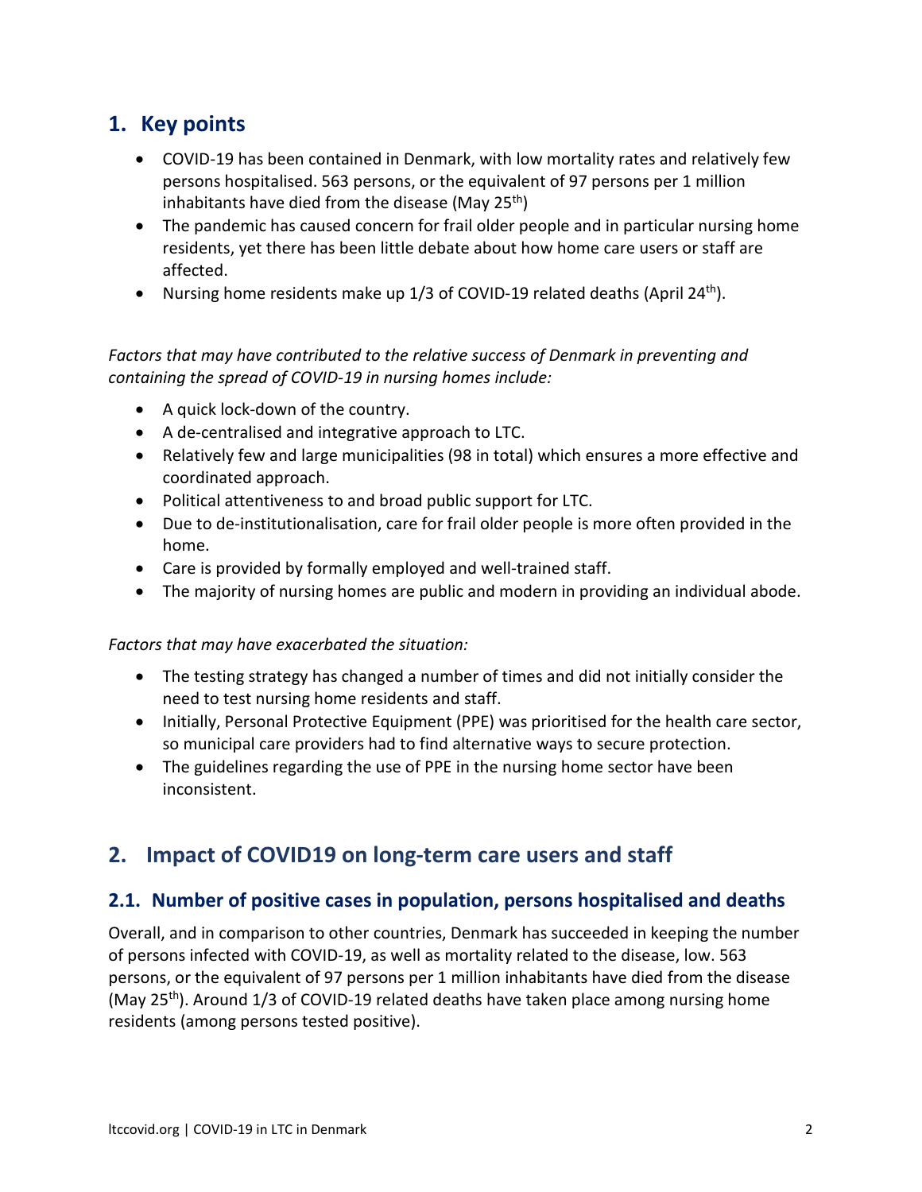## 1. Key points

- COVID-19 has been contained in Denmark, with low mortality rates and relatively few persons hospitalised. 563 persons, or the equivalent of 97 persons per 1 million inhabitants have died from the disease (May 25th)
- The pandemic has caused concern for frail older people and in particular nursing home residents, yet there has been little debate about how home care users or staff are affected.
- Nursing home residents make up 1/3 of COVID-19 related deaths (April 24th).

*Factors that may have contributed to the relative success of Denmark in preventing and containing the spread of COVID-19 in nursing homes include:*

- A quick lock-down of the country.
- A de-centralised and integrative approach to LTC.
- Relatively few and large municipalities (98 in total) which ensures a more effective and coordinated approach.
- Political attentiveness to and broad public support for LTC.
- Due to de-institutionalisation, care for frail older people is more often provided in the home.
- Care is provided by formally employed and well-trained staff.
- The majority of nursing homes are public and modern in providing an individual abode.

*Factors that may have exacerbated the situation:*

- The testing strategy has changed a number of times and did not initially consider the need to test nursing home residents and staff.
- Initially, Personal Protective Equipment (PPE) was prioritised for the health care sector, so municipal care providers had to find alternative ways to secure protection.
- The guidelines regarding the use of PPE in the nursing home sector have been inconsistent.

## 2. Impact of COVID19 on long-term care users and staff

### 2.1. Number of positive cases in population, persons hospitalised and deaths

Overall, and in comparison to other countries, Denmark has succeeded in keeping the number of persons infected with COVID-19, as well as mortality related to the disease, low. 563 persons, or the equivalent of 97 persons per 1 million inhabitants have died from the disease (May 25th). Around 1/3 of COVID-19 related deaths have taken place among nursing home residents (among persons tested positive).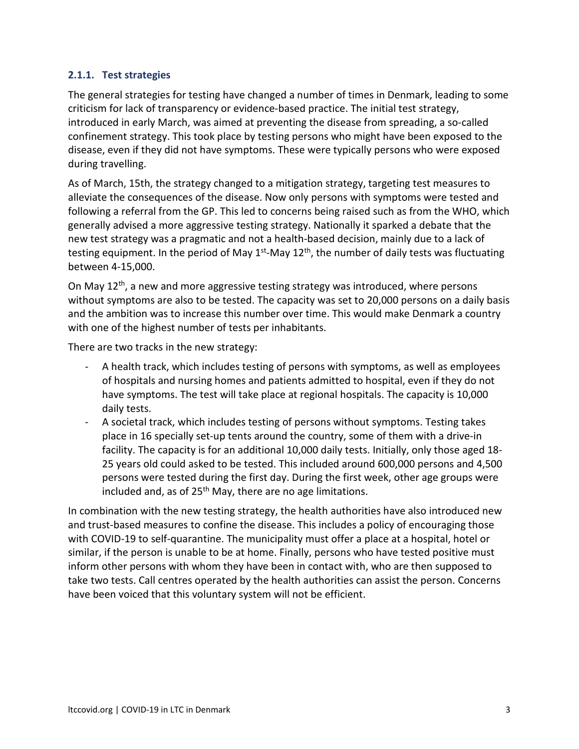### 2.1.1. Test strategies

The general strategies for testing have changed a number of times in Denmark, leading to some criticism for lack of transparency or evidence-based practice. The initial test strategy, introduced in early March, was aimed at preventing the disease from spreading, a so-called confinement strategy. This took place by testing persons who might have been exposed to the disease, even if they did not have symptoms. These were typically persons who were exposed during travelling.

As of March, 15th, the strategy changed to a mitigation strategy, targeting test measures to alleviate the consequences of the disease. Now only persons with symptoms were tested and following a referral from the GP. This led to concerns being raised such as from the WHO, which generally advised a more aggressive testing strategy. Nationally it sparked a debate that the new test strategy was a pragmatic and not a health-based decision, mainly due to a lack of testing equipment. In the period of May 1st-May 12th, the number of daily tests was fluctuating between 4-15,000.

On May 12th, a new and more aggressive testing strategy was introduced, where persons without symptoms are also to be tested. The capacity was set to 20,000 persons on a daily basis and the ambition was to increase this number over time. This would make Denmark a country with one of the highest number of tests per inhabitants.

There are two tracks in the new strategy:

- A health track, which includes testing of persons with symptoms, as well as employees of hospitals and nursing homes and patients admitted to hospital, even if they do not have symptoms. The test will take place at regional hospitals. The capacity is 10,000 daily tests.
- A societal track, which includes testing of persons without symptoms. Testing takes place in 16 specially set-up tents around the country, some of them with a drive-in facility. The capacity is for an additional 10,000 daily tests. Initially, only those aged 18-25 years old could asked to be tested. This included around 600,000 persons and 4,500 persons were tested during the first day. During the first week, other age groups were included and, as of 25th May, there are no age limitations.

In combination with the new testing strategy, the health authorities have also introduced new and trust-based measures to confine the disease. This includes a policy of encouraging those with COVID-19 to self-quarantine. The municipality must offer a place at a hospital, hotel or similar, if the person is unable to be at home. Finally, persons who have tested positive must inform other persons with whom they have been in contact with, who are then supposed to take two tests. Call centres operated by the health authorities can assist the person. Concerns have been voiced that this voluntary system will not be efficient.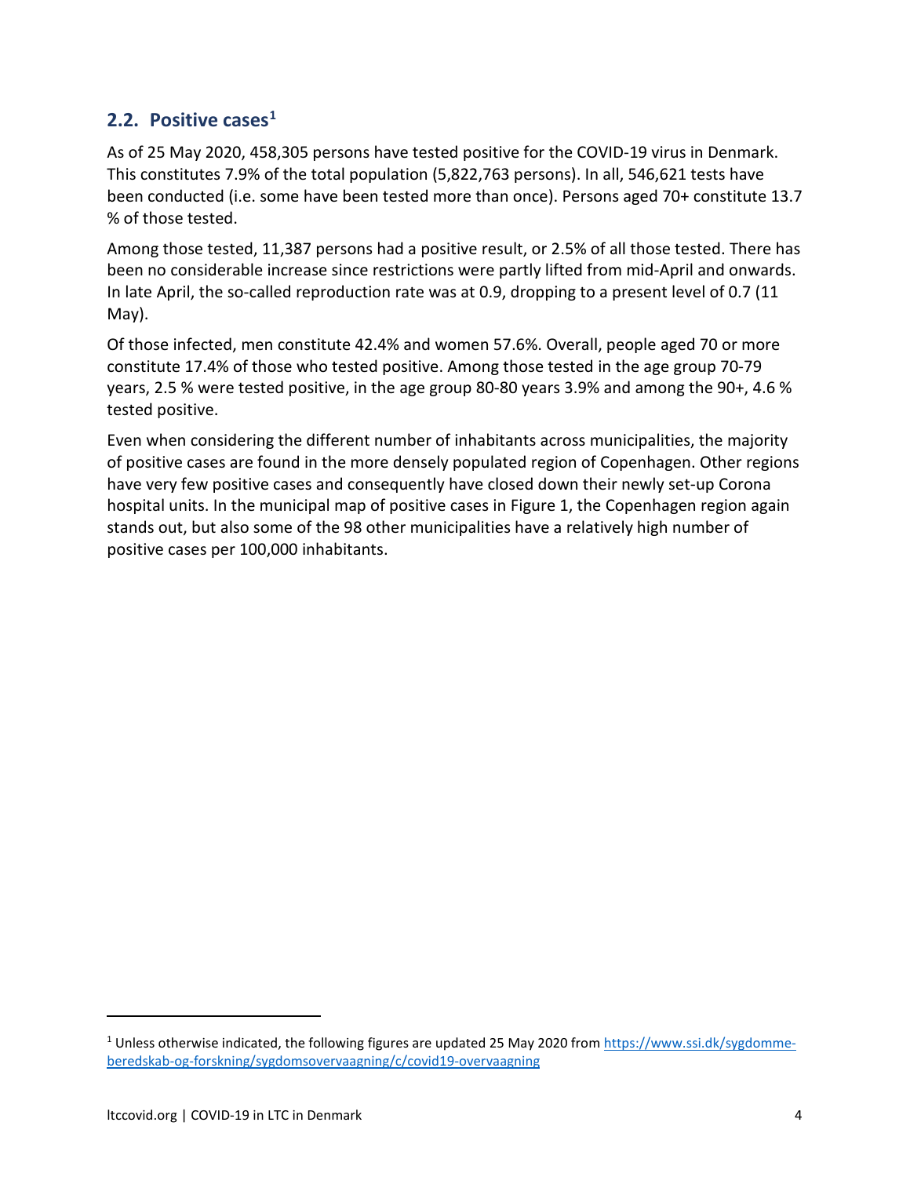## 2.2. Positive cases[1]

As of 25 May 2020, 458,305 persons have tested positive for the COVID-19 virus in Denmark. This constitutes 7.9% of the total population (5,822,763 persons). In all, 546,621 tests have been conducted (i.e. some have been tested more than once). Persons aged 70+ constitute 13.7 % of those tested.

Among those tested, 11,387 persons had a positive result, or 2.5% of all those tested. There has been no considerable increase since restrictions were partly lifted from mid-April and onwards. In late April, the so-called reproduction rate was at 0.9, dropping to a present level of 0.7 (11 May).

Of those infected, men constitute 42.4% and women 57.6%. Overall, people aged 70 or more constitute 17.4% of those who tested positive. Among those tested in the age group 70-79 years, 2.5 % were tested positive, in the age group 80-80 years 3.9% and among the 90+, 4.6 % tested positive.

Even when considering the different number of inhabitants across municipalities, the majority of positive cases are found in the more densely populated region of Copenhagen. Other regions have very few positive cases and consequently have closed down their newly set-up Corona hospital units. In the municipal map of positive cases in Figure 1, the Copenhagen region again stands out, but also some of the 98 other municipalities have a relatively high number of positive cases per 100,000 inhabitants.

---

[1] Unless otherwise indicated, the following figures are updated 25 May 2020 from [https://www.ssi.dk/sygdomme-beredskab-og-forskning/sygdomsovervaagning/c/covid19-overvaagning](https://www.ssi.dk/sygdomme-beredskab-og-forskning/sygdomsovervaagning/c/covid19-overvaagning)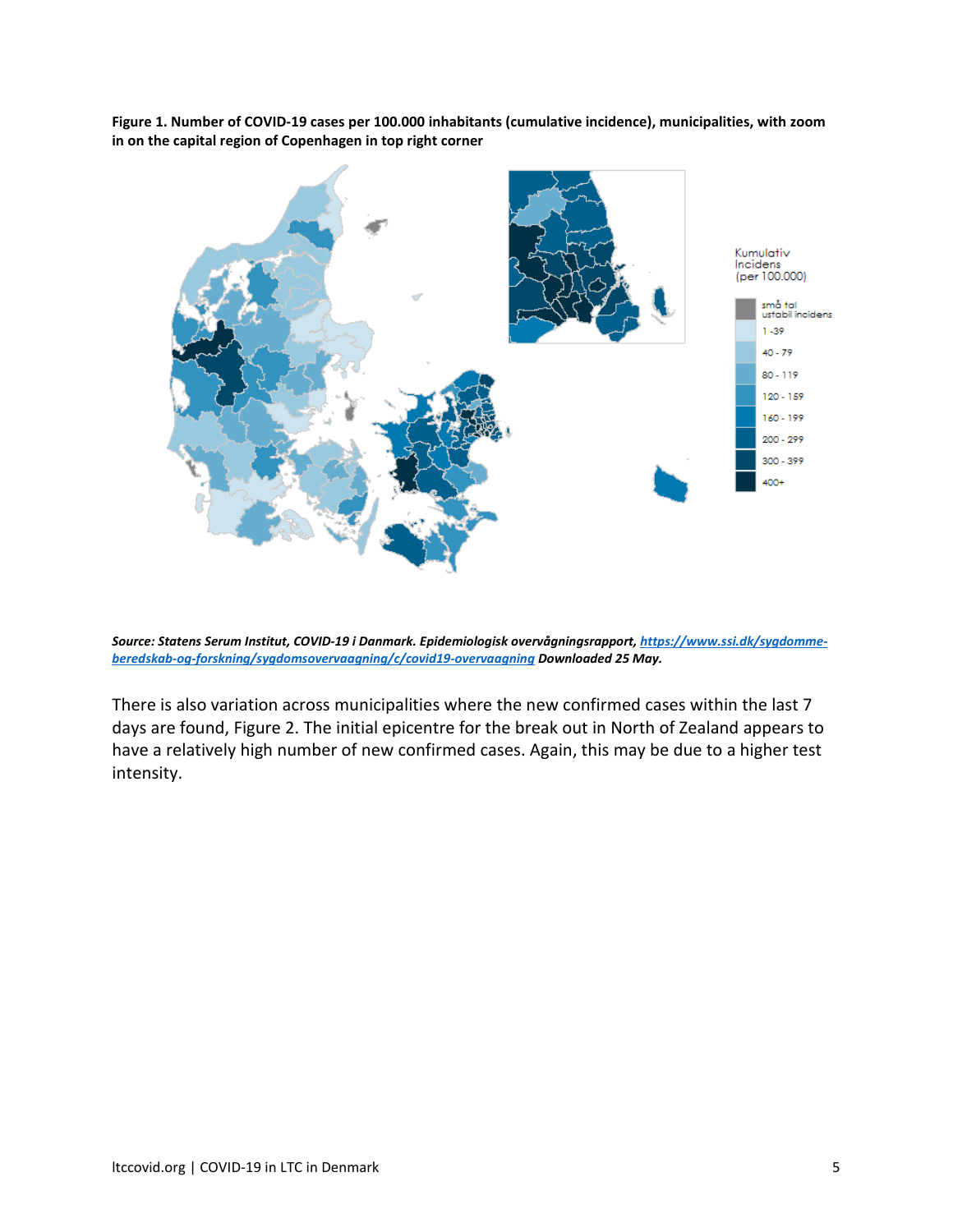**Figure 1. Number of COVID-19 cases per 100.000 inhabitants (cumulative incidence), municipalities, with zoom in on the capital region of Copenhagen in top right corner**

***Source: Statens Serum Institut, COVID-19 i Danmark. Epidemiologisk overvågningsrapport, [https://www.ssi.dk/sygdomme-beredskab-og-forskning/sygdomsovervaagning/c/covid19-overvaagning](https://www.ssi.dk/sygdomme-beredskab-og-forskning/sygdomsovervaagning/c/covid19-overvaagning) Downloaded 25 May.***

There is also variation across municipalities where the new confirmed cases within the last 7 days are found, Figure 2. The initial epicentre for the break out in North of Zealand appears to have a relatively high number of new confirmed cases. Again, this may be due to a higher test intensity.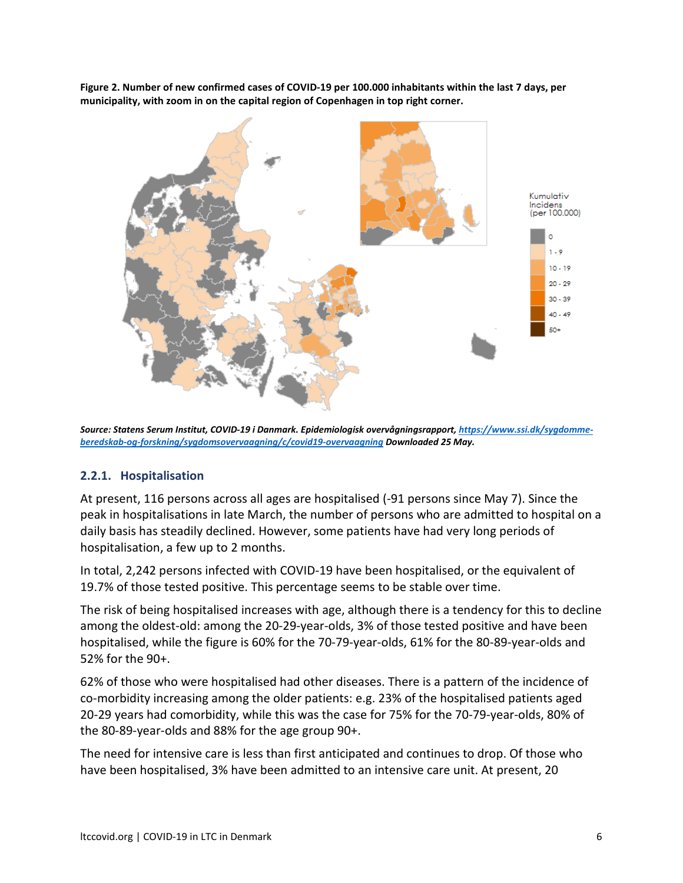**Figure 2. Number of new confirmed cases of COVID-19 per 100.000 inhabitants within the last 7 days, per municipality, with zoom in on the capital region of Copenhagen in top right corner.**

***Source: Statens Serum Institut, COVID-19 i Danmark. Epidemiologisk overvågningsrapport, [https://www.ssi.dk/sygdomme-beredskab-og-forskning/sygdomsovervaagning/c/covid19-overvaagning](https://www.ssi.dk/sygdomme-beredskab-og-forskning/sygdomsovervaagning/c/covid19-overvaagning) Downloaded 25 May.***

### 2.2.1. Hospitalisation

At present, 116 persons across all ages are hospitalised (-91 persons since May 7). Since the peak in hospitalisations in late March, the number of persons who are admitted to hospital on a daily basis has steadily declined. However, some patients have had very long periods of hospitalisation, a few up to 2 months.

In total, 2,242 persons infected with COVID-19 have been hospitalised, or the equivalent of 19.7% of those tested positive. This percentage seems to be stable over time.

The risk of being hospitalised increases with age, although there is a tendency for this to decline among the oldest-old: among the 20-29-year-olds, 3% of those tested positive and have been hospitalised, while the figure is 60% for the 70-79-year-olds, 61% for the 80-89-year-olds and 52% for the 90+.

62% of those who were hospitalised had other diseases. There is a pattern of the incidence of co-morbidity increasing among the older patients: e.g. 23% of the hospitalised patients aged 20-29 years had comorbidity, while this was the case for 75% for the 70-79-year-olds, 80% of the 80-89-year-olds and 88% for the age group 90+.

The need for intensive care is less than first anticipated and continues to drop. Of those who have been hospitalised, 3% have been admitted to an intensive care unit. At present, 20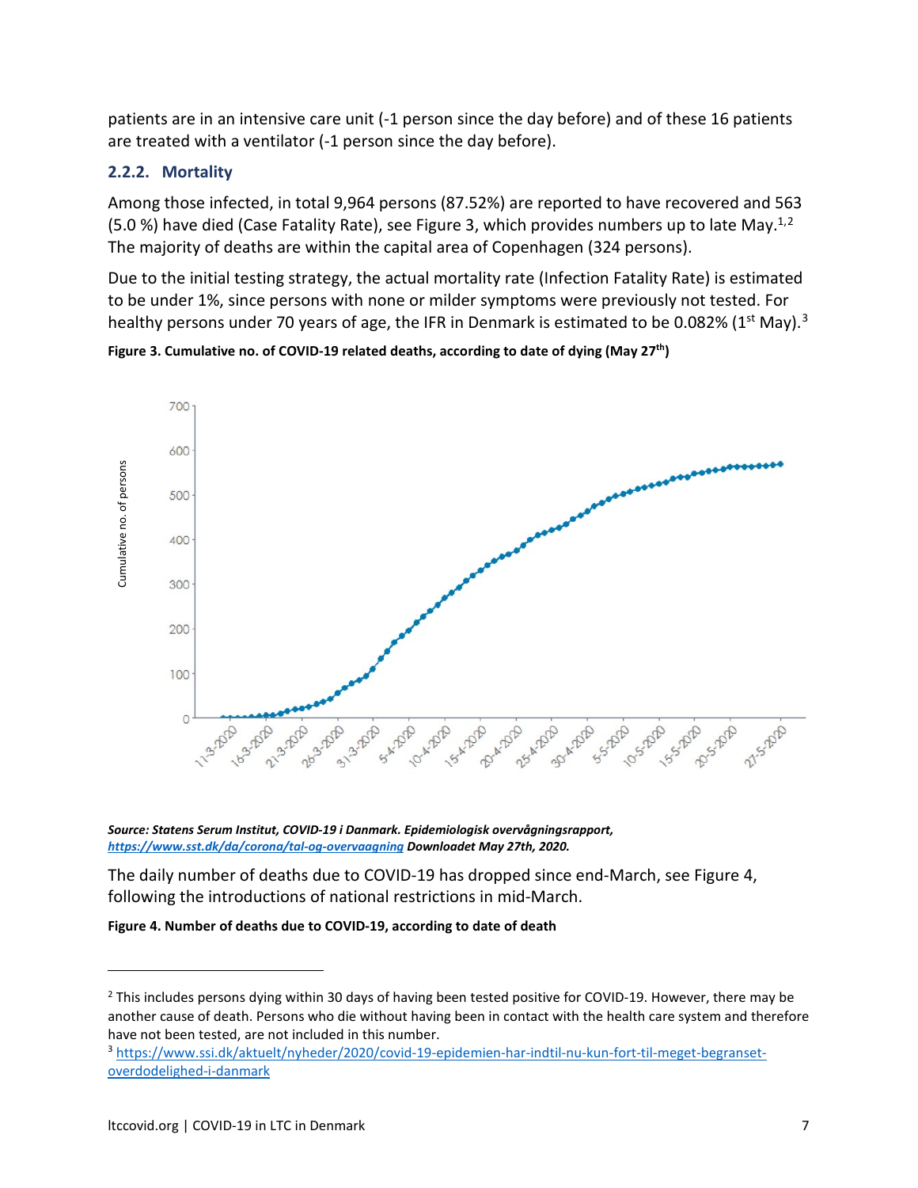patients are in an intensive care unit (-1 person since the day before) and of these 16 patients are treated with a ventilator (-1 person since the day before).

### 2.2.2. Mortality

Among those infected, in total 9,964 persons (87.52%) are reported to have recovered and 563 (5.0 %) have died (Case Fatality Rate), see Figure 3, which provides numbers up to late May.[1,2] The majority of deaths are within the capital area of Copenhagen (324 persons).

Due to the initial testing strategy, the actual mortality rate (Infection Fatality Rate) is estimated to be under 1%, since persons with none or milder symptoms were previously not tested. For healthy persons under 70 years of age, the IFR in Denmark is estimated to be 0.082% (1st May).[3]

**Figure 3. Cumulative no. of COVID-19 related deaths, according to date of dying (May 27th)**

***Source: Statens Serum Institut, COVID-19 i Danmark. Epidemiologisk overvågningsrapport, [https://www.sst.dk/da/corona/tal-og-overvaagning](https://www.sst.dk/da/corona/tal-og-overvaagning) Downloadet May 27th, 2020.***

The daily number of deaths due to COVID-19 has dropped since end-March, see Figure 4, following the introductions of national restrictions in mid-March.

**Figure 4. Number of deaths due to COVID-19, according to date of death**

---

[2] This includes persons dying within 30 days of having been tested positive for COVID-19. However, there may be another cause of death. Persons who die without having been in contact with the health care system and therefore have not been tested, are not included in this number.

[3] [https://www.ssi.dk/aktuelt/nyheder/2020/covid-19-epidemien-har-indtil-nu-kun-fort-til-meget-begranset-overdodelighed-i-danmark](https://www.ssi.dk/aktuelt/nyheder/2020/covid-19-epidemien-har-indtil-nu-kun-fort-til-meget-begranset-overdodelighed-i-danmark)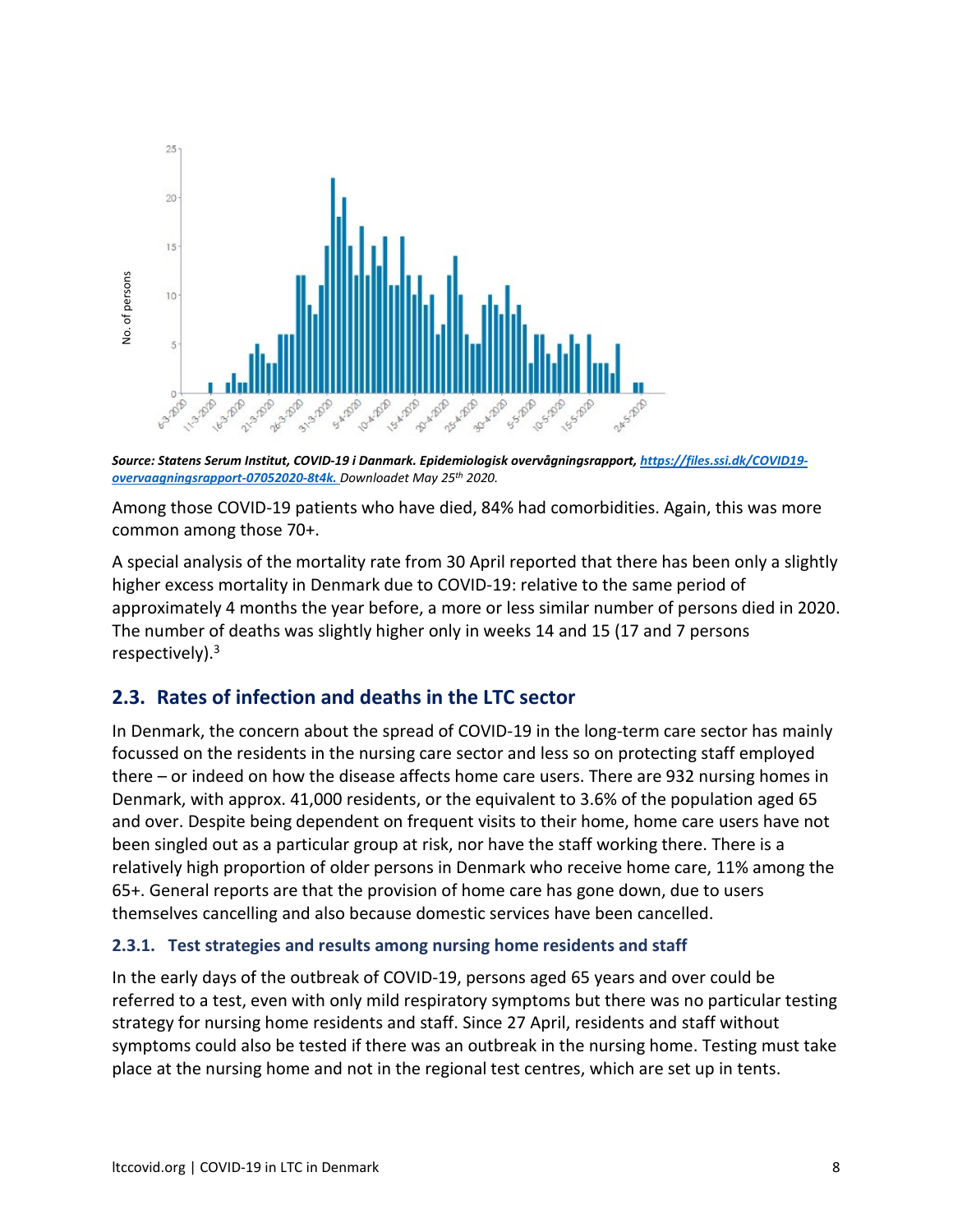***Source: Statens Serum Institut, COVID-19 i Danmark. Epidemiologisk overvågningsrapport, [https://files.ssi.dk/COVID19-overvaagningsrapport-07052020-8t4k.](https://files.ssi.dk/COVID19-overvaagningsrapport-07052020-8t4k) Downloadet May 25th 2020.***

Among those COVID-19 patients who have died, 84% had comorbidities. Again, this was more common among those 70+.

A special analysis of the mortality rate from 30 April reported that there has been only a slightly higher excess mortality in Denmark due to COVID-19: relative to the same period of approximately 4 months the year before, a more or less similar number of persons died in 2020. The number of deaths was slightly higher only in weeks 14 and 15 (17 and 7 persons respectively).[3]

## 2.3. Rates of infection and deaths in the LTC sector

In Denmark, the concern about the spread of COVID-19 in the long-term care sector has mainly focussed on the residents in the nursing care sector and less so on protecting staff employed there – or indeed on how the disease affects home care users. There are 932 nursing homes in Denmark, with approx. 41,000 residents, or the equivalent to 3.6% of the population aged 65 and over. Despite being dependent on frequent visits to their home, home care users have not been singled out as a particular group at risk, nor have the staff working there. There is a relatively high proportion of older persons in Denmark who receive home care, 11% among the 65+. General reports are that the provision of home care has gone down, due to users themselves cancelling and also because domestic services have been cancelled.

### 2.3.1. Test strategies and results among nursing home residents and staff

In the early days of the outbreak of COVID-19, persons aged 65 years and over could be referred to a test, even with only mild respiratory symptoms but there was no particular testing strategy for nursing home residents and staff. Since 27 April, residents and staff without symptoms could also be tested if there was an outbreak in the nursing home. Testing must take place at the nursing home and not in the regional test centres, which are set up in tents.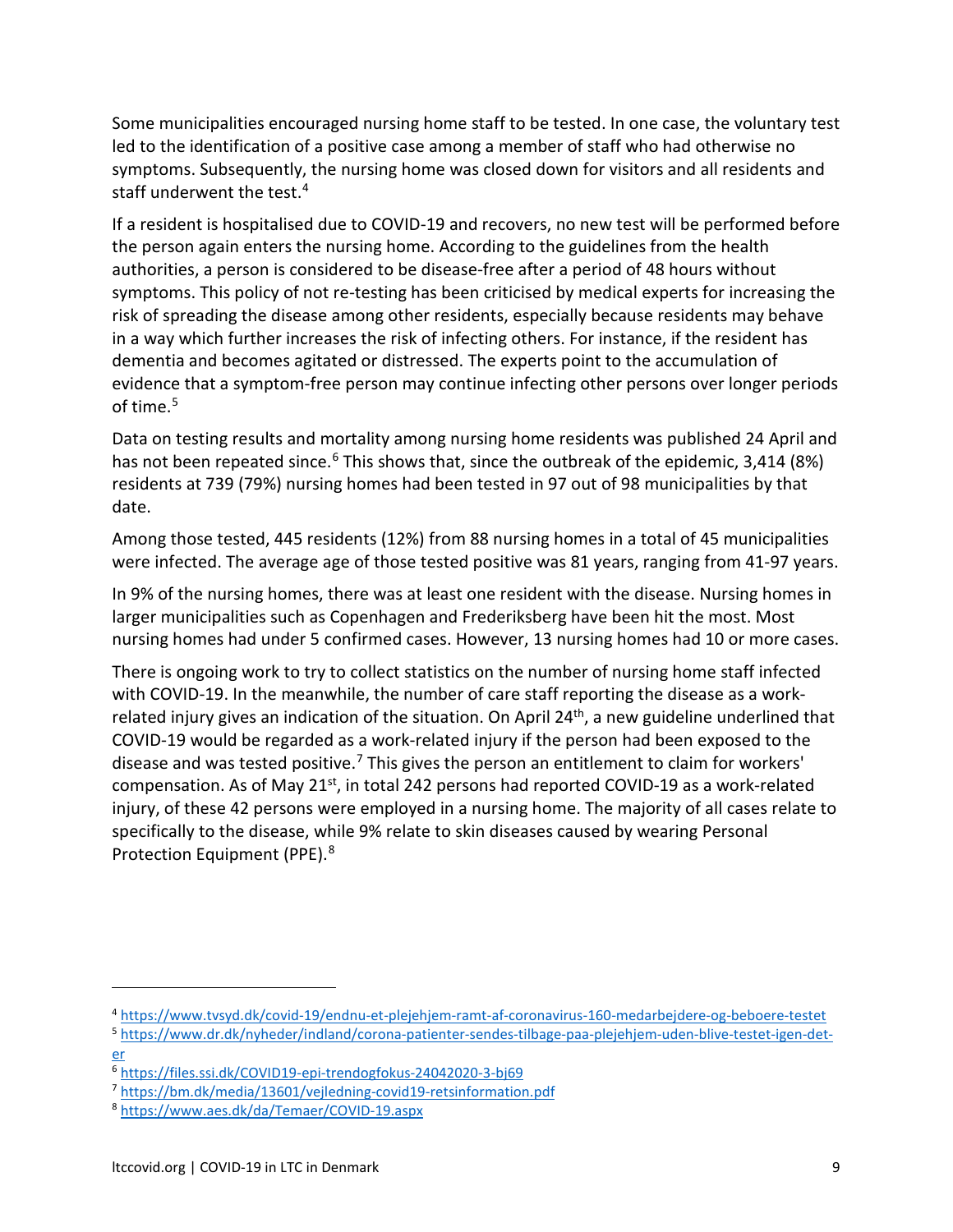Some municipalities encouraged nursing home staff to be tested. In one case, the voluntary test led to the identification of a positive case among a member of staff who had otherwise no symptoms. Subsequently, the nursing home was closed down for visitors and all residents and staff underwent the test.[4]

If a resident is hospitalised due to COVID-19 and recovers, no new test will be performed before the person again enters the nursing home. According to the guidelines from the health authorities, a person is considered to be disease-free after a period of 48 hours without symptoms. This policy of not re-testing has been criticised by medical experts for increasing the risk of spreading the disease among other residents, especially because residents may behave in a way which further increases the risk of infecting others. For instance, if the resident has dementia and becomes agitated or distressed. The experts point to the accumulation of evidence that a symptom-free person may continue infecting other persons over longer periods of time.[5]

Data on testing results and mortality among nursing home residents was published 24 April and has not been repeated since.[6] This shows that, since the outbreak of the epidemic, 3,414 (8%) residents at 739 (79%) nursing homes had been tested in 97 out of 98 municipalities by that date.

Among those tested, 445 residents (12%) from 88 nursing homes in a total of 45 municipalities were infected. The average age of those tested positive was 81 years, ranging from 41-97 years.

In 9% of the nursing homes, there was at least one resident with the disease. Nursing homes in larger municipalities such as Copenhagen and Frederiksberg have been hit the most. Most nursing homes had under 5 confirmed cases. However, 13 nursing homes had 10 or more cases.

There is ongoing work to try to collect statistics on the number of nursing home staff infected with COVID-19. In the meanwhile, the number of care staff reporting the disease as a work-related injury gives an indication of the situation. On April 24th, a new guideline underlined that COVID-19 would be regarded as a work-related injury if the person had been exposed to the disease and was tested positive.[7] This gives the person an entitlement to claim for workers' compensation. As of May 21st, in total 242 persons had reported COVID-19 as a work-related injury, of these 42 persons were employed in a nursing home. The majority of all cases relate to specifically to the disease, while 9% relate to skin diseases caused by wearing Personal Protection Equipment (PPE).[8]

---

[4] https://www.tvsyd.dk/covid-19/endnu-et-plejehjem-ramt-af-coronavirus-160-medarbejdere-og-beboere-testet

[5] https://www.dr.dk/nyheder/indland/corona-patienter-sendes-tilbage-paa-plejehjem-uden-blive-testet-igen-det-er

[6] https://files.ssi.dk/COVID19-epi-trendogfokus-24042020-3-bj69

[7] https://bm.dk/media/13601/vejledning-covid19-retsinformation.pdf

[8] https://www.aes.dk/da/Temaer/COVID-19.aspx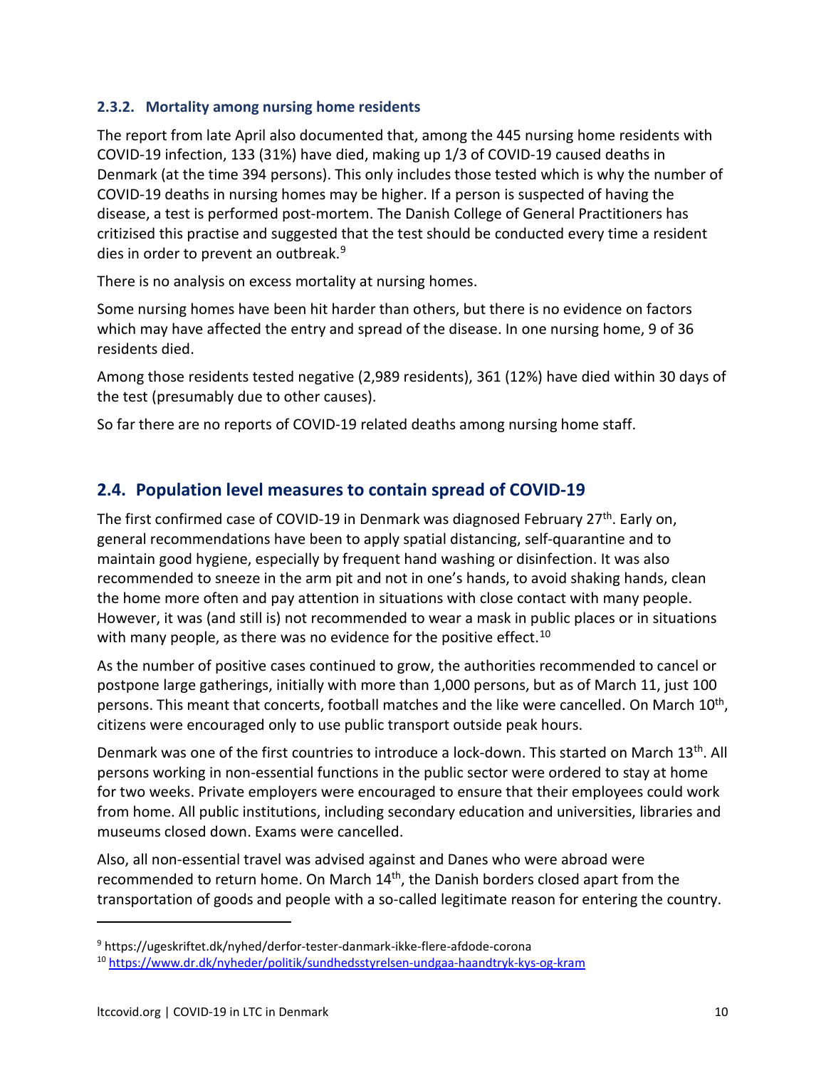### 2.3.2. Mortality among nursing home residents

The report from late April also documented that, among the 445 nursing home residents with COVID-19 infection, 133 (31%) have died, making up 1/3 of COVID-19 caused deaths in Denmark (at the time 394 persons). This only includes those tested which is why the number of COVID-19 deaths in nursing homes may be higher. If a person is suspected of having the disease, a test is performed post-mortem. The Danish College of General Practitioners has critizised this practise and suggested that the test should be conducted every time a resident dies in order to prevent an outbreak.[9]

There is no analysis on excess mortality at nursing homes.

Some nursing homes have been hit harder than others, but there is no evidence on factors which may have affected the entry and spread of the disease. In one nursing home, 9 of 36 residents died.

Among those residents tested negative (2,989 residents), 361 (12%) have died within 30 days of the test (presumably due to other causes).

So far there are no reports of COVID-19 related deaths among nursing home staff.

## 2.4. Population level measures to contain spread of COVID-19

The first confirmed case of COVID-19 in Denmark was diagnosed February 27th. Early on, general recommendations have been to apply spatial distancing, self-quarantine and to maintain good hygiene, especially by frequent hand washing or disinfection. It was also recommended to sneeze in the arm pit and not in one's hands, to avoid shaking hands, clean the home more often and pay attention in situations with close contact with many people. However, it was (and still is) not recommended to wear a mask in public places or in situations with many people, as there was no evidence for the positive effect.[10]

As the number of positive cases continued to grow, the authorities recommended to cancel or postpone large gatherings, initially with more than 1,000 persons, but as of March 11, just 100 persons. This meant that concerts, football matches and the like were cancelled. On March 10th, citizens were encouraged only to use public transport outside peak hours.

Denmark was one of the first countries to introduce a lock-down. This started on March 13th. All persons working in non-essential functions in the public sector were ordered to stay at home for two weeks. Private employers were encouraged to ensure that their employees could work from home. All public institutions, including secondary education and universities, libraries and museums closed down. Exams were cancelled.

Also, all non-essential travel was advised against and Danes who were abroad were recommended to return home. On March 14th, the Danish borders closed apart from the transportation of goods and people with a so-called legitimate reason for entering the country.

[9] https://ugeskriftet.dk/nyhed/derfor-tester-danmark-ikke-flere-afdode-corona

[10] https://www.dr.dk/nyheder/politik/sundhedsstyrelsen-undgaa-haandtryk-kys-og-kram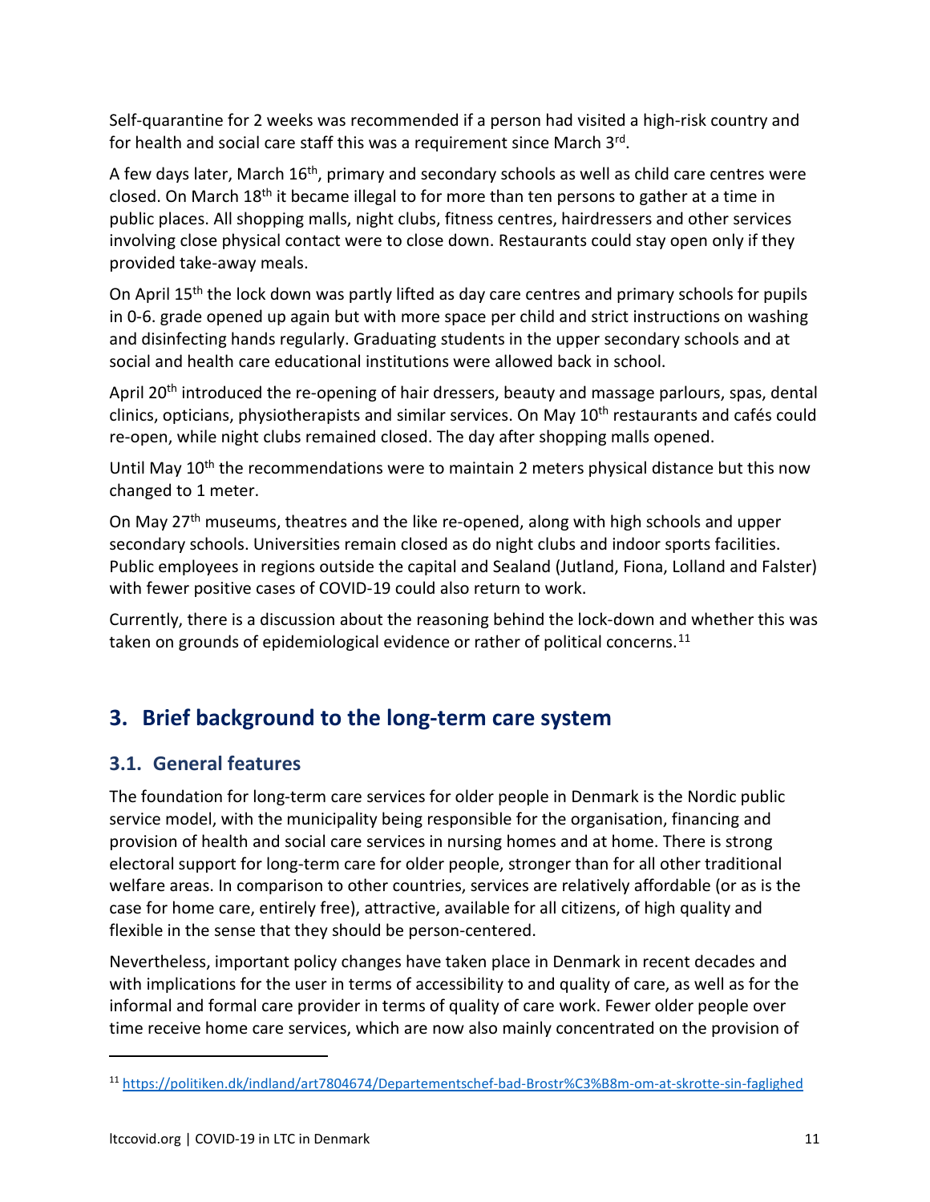Self-quarantine for 2 weeks was recommended if a person had visited a high-risk country and for health and social care staff this was a requirement since March 3rd.

A few days later, March 16th, primary and secondary schools as well as child care centres were closed. On March 18th it became illegal to for more than ten persons to gather at a time in public places. All shopping malls, night clubs, fitness centres, hairdressers and other services involving close physical contact were to close down. Restaurants could stay open only if they provided take-away meals.

On April 15th the lock down was partly lifted as day care centres and primary schools for pupils in 0-6. grade opened up again but with more space per child and strict instructions on washing and disinfecting hands regularly. Graduating students in the upper secondary schools and at social and health care educational institutions were allowed back in school.

April 20th introduced the re-opening of hair dressers, beauty and massage parlours, spas, dental clinics, opticians, physiotherapists and similar services. On May 10th restaurants and cafés could re-open, while night clubs remained closed. The day after shopping malls opened.

Until May 10th the recommendations were to maintain 2 meters physical distance but this now changed to 1 meter.

On May 27th museums, theatres and the like re-opened, along with high schools and upper secondary schools. Universities remain closed as do night clubs and indoor sports facilities. Public employees in regions outside the capital and Sealand (Jutland, Fiona, Lolland and Falster) with fewer positive cases of COVID-19 could also return to work.

Currently, there is a discussion about the reasoning behind the lock-down and whether this was taken on grounds of epidemiological evidence or rather of political concerns.[11]

## 3. Brief background to the long-term care system

### 3.1. General features

The foundation for long-term care services for older people in Denmark is the Nordic public service model, with the municipality being responsible for the organisation, financing and provision of health and social care services in nursing homes and at home. There is strong electoral support for long-term care for older people, stronger than for all other traditional welfare areas. In comparison to other countries, services are relatively affordable (or as is the case for home care, entirely free), attractive, available for all citizens, of high quality and flexible in the sense that they should be person-centered.

Nevertheless, important policy changes have taken place in Denmark in recent decades and with implications for the user in terms of accessibility to and quality of care, as well as for the informal and formal care provider in terms of quality of care work. Fewer older people over time receive home care services, which are now also mainly concentrated on the provision of

[11] https://politiken.dk/indland/art7804674/Departementschef-bad-Brostr%C3%B8m-om-at-skrotte-sin-faglighed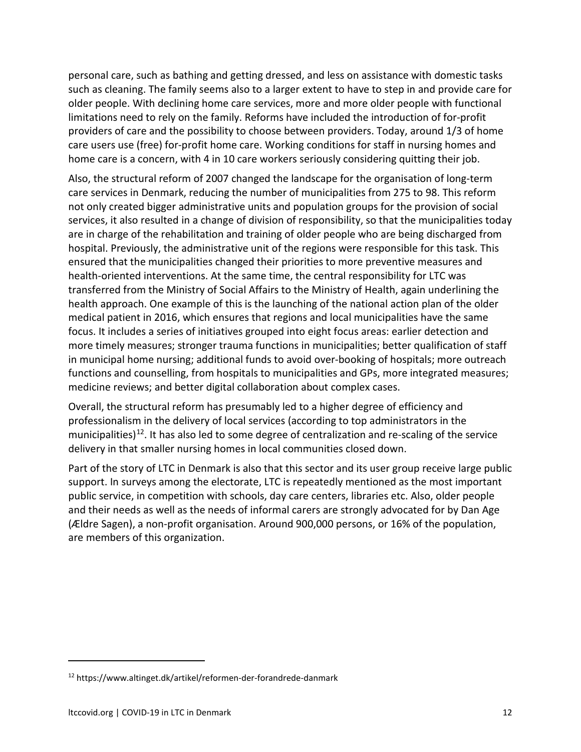personal care, such as bathing and getting dressed, and less on assistance with domestic tasks such as cleaning. The family seems also to a larger extent to have to step in and provide care for older people. With declining home care services, more and more older people with functional limitations need to rely on the family. Reforms have included the introduction of for-profit providers of care and the possibility to choose between providers. Today, around 1/3 of home care users use (free) for-profit home care. Working conditions for staff in nursing homes and home care is a concern, with 4 in 10 care workers seriously considering quitting their job.

Also, the structural reform of 2007 changed the landscape for the organisation of long-term care services in Denmark, reducing the number of municipalities from 275 to 98. This reform not only created bigger administrative units and population groups for the provision of social services, it also resulted in a change of division of responsibility, so that the municipalities today are in charge of the rehabilitation and training of older people who are being discharged from hospital. Previously, the administrative unit of the regions were responsible for this task. This ensured that the municipalities changed their priorities to more preventive measures and health-oriented interventions. At the same time, the central responsibility for LTC was transferred from the Ministry of Social Affairs to the Ministry of Health, again underlining the health approach. One example of this is the launching of the national action plan of the older medical patient in 2016, which ensures that regions and local municipalities have the same focus. It includes a series of initiatives grouped into eight focus areas: earlier detection and more timely measures; stronger trauma functions in municipalities; better qualification of staff in municipal home nursing; additional funds to avoid over-booking of hospitals; more outreach functions and counselling, from hospitals to municipalities and GPs, more integrated measures; medicine reviews; and better digital collaboration about complex cases.

Overall, the structural reform has presumably led to a higher degree of efficiency and professionalism in the delivery of local services (according to top administrators in the municipalities)[12]. It has also led to some degree of centralization and re-scaling of the service delivery in that smaller nursing homes in local communities closed down.

Part of the story of LTC in Denmark is also that this sector and its user group receive large public support. In surveys among the electorate, LTC is repeatedly mentioned as the most important public service, in competition with schools, day care centers, libraries etc. Also, older people and their needs as well as the needs of informal carers are strongly advocated for by Dan Age (Ældre Sagen), a non-profit organisation. Around 900,000 persons, or 16% of the population, are members of this organization.

[12] https://www.altinget.dk/artikel/reformen-der-forandrede-danmark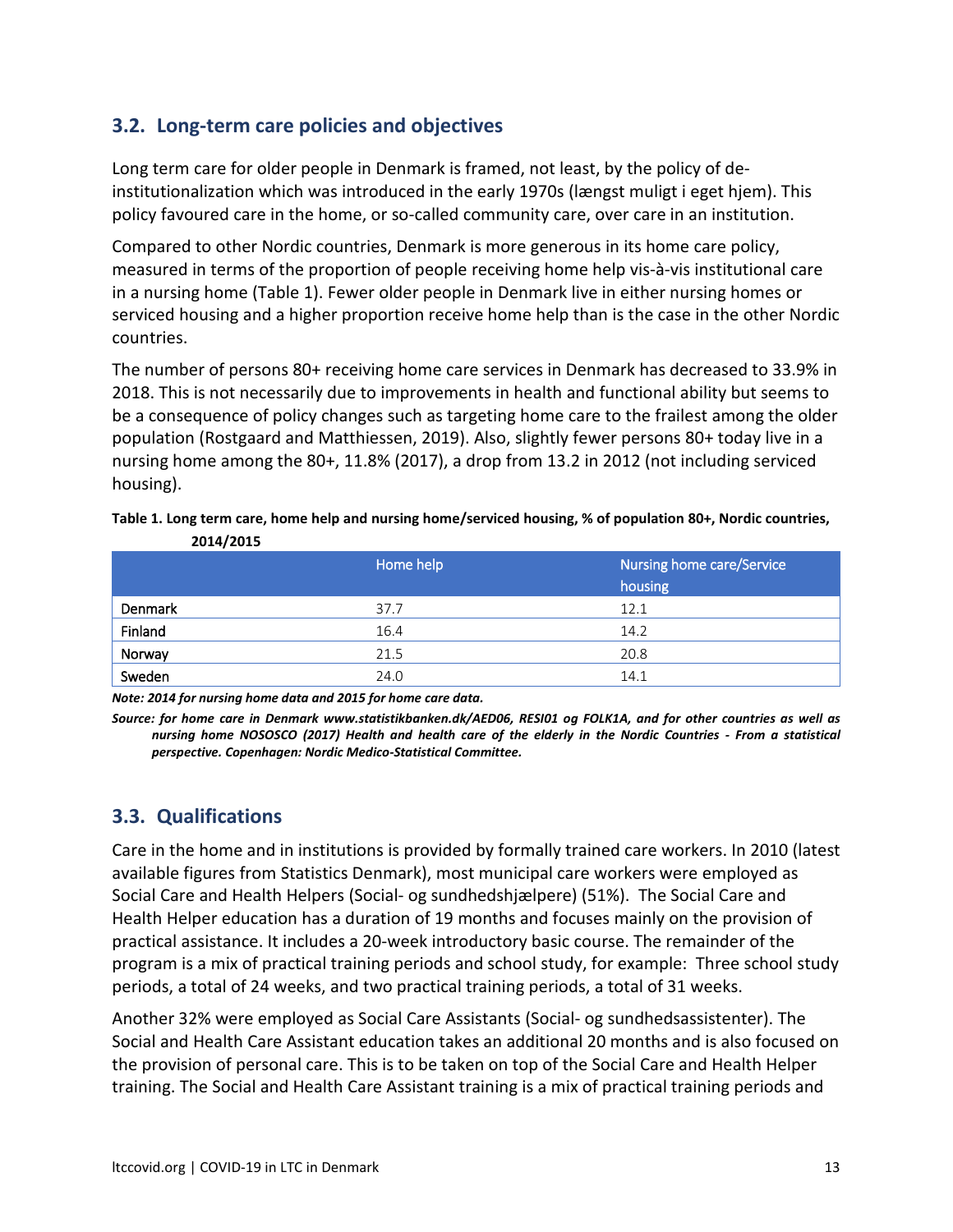## 3.2. Long-term care policies and objectives

Long term care for older people in Denmark is framed, not least, by the policy of de-institutionalization which was introduced in the early 1970s (længst muligt i eget hjem). This policy favoured care in the home, or so-called community care, over care in an institution.

Compared to other Nordic countries, Denmark is more generous in its home care policy, measured in terms of the proportion of people receiving home help vis-à-vis institutional care in a nursing home (Table 1). Fewer older people in Denmark live in either nursing homes or serviced housing and a higher proportion receive home help than is the case in the other Nordic countries.

The number of persons 80+ receiving home care services in Denmark has decreased to 33.9% in 2018. This is not necessarily due to improvements in health and functional ability but seems to be a consequence of policy changes such as targeting home care to the frailest among the older population (Rostgaard and Matthiessen, 2019). Also, slightly fewer persons 80+ today live in a nursing home among the 80+, 11.8% (2017), a drop from 13.2 in 2012 (not including serviced housing).

**Table 1. Long term care, home help and nursing home/serviced housing, % of population 80+, Nordic countries, 2014/2015**

| | Home help | Nursing home care/Service housing |
|---|---|---|
| Denmark | 37.7 | 12.1 |
| Finland | 16.4 | 14.2 |
| Norway | 21.5 | 20.8 |
| Sweden | 24.0 | 14.1 |

***Note: 2014 for nursing home data and 2015 for home care data.***

***Source: for home care in Denmark www.statistikbanken.dk/AED06, RESI01 og FOLK1A, and for other countries as well as nursing home NOSOSCO (2017) Health and health care of the elderly in the Nordic Countries - From a statistical perspective. Copenhagen: Nordic Medico-Statistical Committee.***

## 3.3. Qualifications

Care in the home and in institutions is provided by formally trained care workers. In 2010 (latest available figures from Statistics Denmark), most municipal care workers were employed as Social Care and Health Helpers (Social- og sundhedshjælpere) (51%). The Social Care and Health Helper education has a duration of 19 months and focuses mainly on the provision of practical assistance. It includes a 20-week introductory basic course. The remainder of the program is a mix of practical training periods and school study, for example: Three school study periods, a total of 24 weeks, and two practical training periods, a total of 31 weeks.

Another 32% were employed as Social Care Assistants (Social- og sundhedsassistenter). The Social and Health Care Assistant education takes an additional 20 months and is also focused on the provision of personal care. This is to be taken on top of the Social Care and Health Helper training. The Social and Health Care Assistant training is a mix of practical training periods and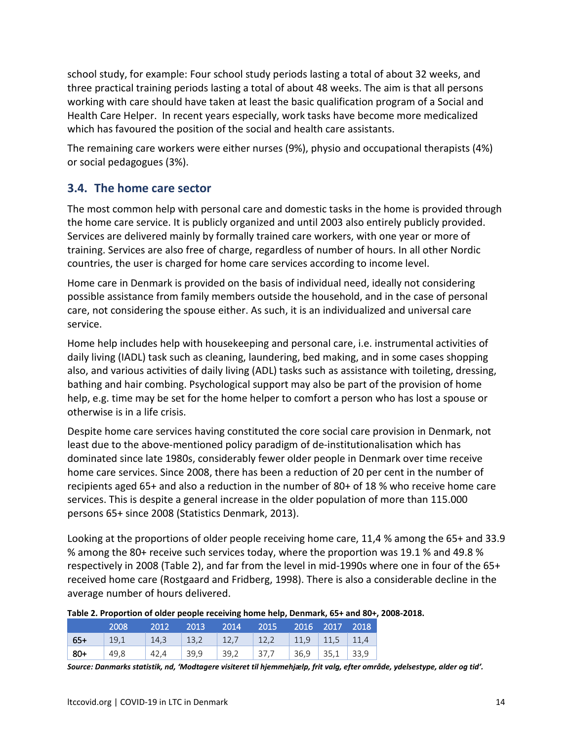school study, for example: Four school study periods lasting a total of about 32 weeks, and three practical training periods lasting a total of about 48 weeks. The aim is that all persons working with care should have taken at least the basic qualification program of a Social and Health Care Helper. In recent years especially, work tasks have become more medicalized which has favoured the position of the social and health care assistants.

The remaining care workers were either nurses (9%), physio and occupational therapists (4%) or social pedagogues (3%).

## 3.4. The home care sector

The most common help with personal care and domestic tasks in the home is provided through the home care service. It is publicly organized and until 2003 also entirely publicly provided. Services are delivered mainly by formally trained care workers, with one year or more of training. Services are also free of charge, regardless of number of hours. In all other Nordic countries, the user is charged for home care services according to income level.

Home care in Denmark is provided on the basis of individual need, ideally not considering possible assistance from family members outside the household, and in the case of personal care, not considering the spouse either. As such, it is an individualized and universal care service.

Home help includes help with housekeeping and personal care, i.e. instrumental activities of daily living (IADL) task such as cleaning, laundering, bed making, and in some cases shopping also, and various activities of daily living (ADL) tasks such as assistance with toileting, dressing, bathing and hair combing. Psychological support may also be part of the provision of home help, e.g. time may be set for the home helper to comfort a person who has lost a spouse or otherwise is in a life crisis.

Despite home care services having constituted the core social care provision in Denmark, not least due to the above-mentioned policy paradigm of de-institutionalisation which has dominated since late 1980s, considerably fewer older people in Denmark over time receive home care services. Since 2008, there has been a reduction of 20 per cent in the number of recipients aged 65+ and also a reduction in the number of 80+ of 18 % who receive home care services. This is despite a general increase in the older population of more than 115.000 persons 65+ since 2008 (Statistics Denmark, 2013).

Looking at the proportions of older people receiving home care, 11,4 % among the 65+ and 33.9 % among the 80+ receive such services today, where the proportion was 19.1 % and 49.8 % respectively in 2008 (Table 2), and far from the level in mid-1990s where one in four of the 65+ received home care (Rostgaard and Fridberg, 1998). There is also a considerable decline in the average number of hours delivered.

**Table 2. Proportion of older people receiving home help, Denmark, 65+ and 80+, 2008-2018.**

| | 2008 | 2012 | 2013 | 2014 | 2015 | 2016 | 2017 | 2018 |
|---|---|---|---|---|---|---|---|---|
| **65+** | 19,1 | 14,3 | 13,2 | 12,7 | 12,2 | 11,9 | 11,5 | 11,4 |
| **80+** | 49,8 | 42,4 | 39,9 | 39,2 | 37,7 | 36,9 | 35,1 | 33,9 |

***Source: Danmarks statistik, nd, 'Modtagere visiteret til hjemmehjælp, frit valg, efter område, ydelsestype, alder og tid'.***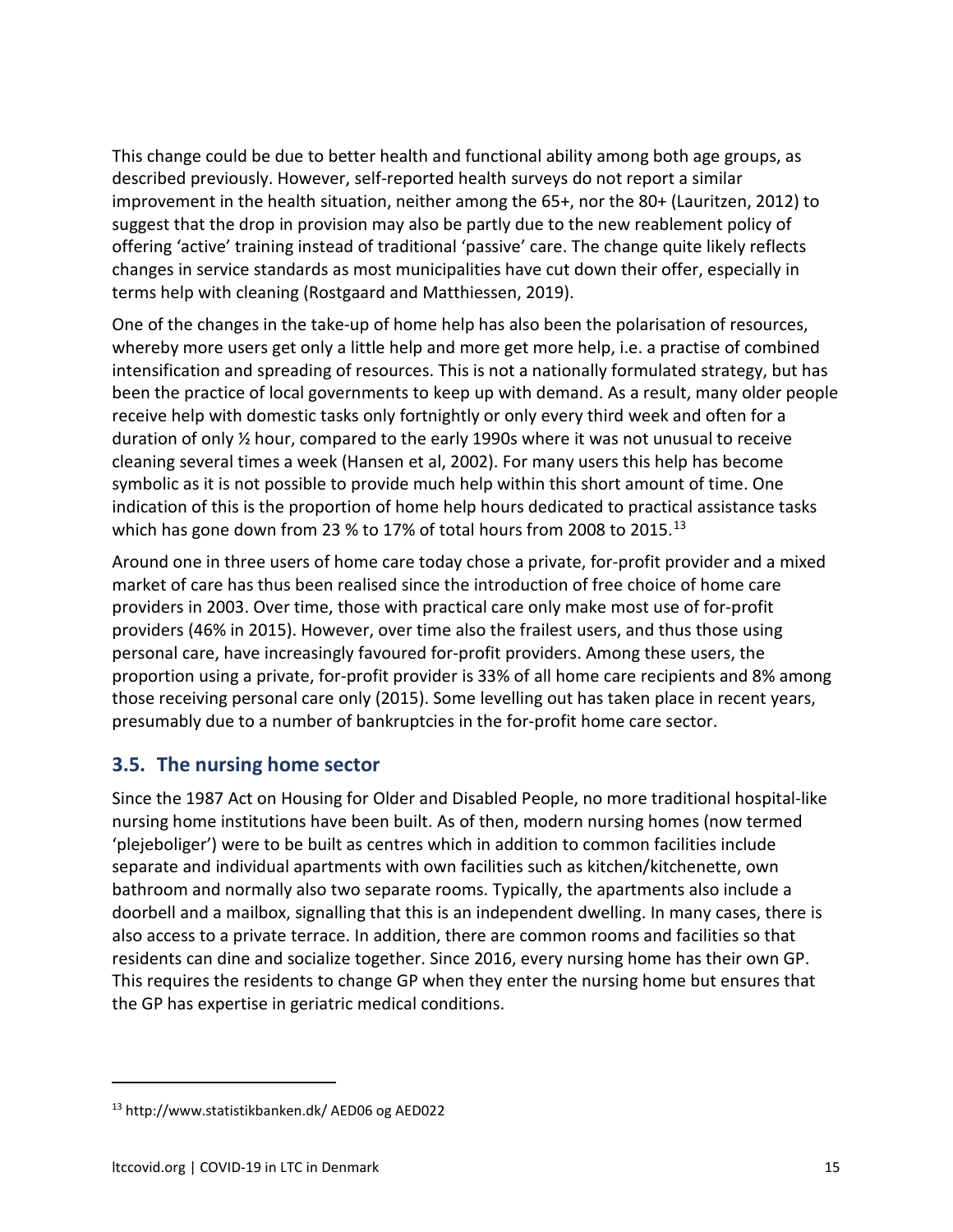This change could be due to better health and functional ability among both age groups, as described previously. However, self-reported health surveys do not report a similar improvement in the health situation, neither among the 65+, nor the 80+ (Lauritzen, 2012) to suggest that the drop in provision may also be partly due to the new reablement policy of offering 'active' training instead of traditional 'passive' care. The change quite likely reflects changes in service standards as most municipalities have cut down their offer, especially in terms help with cleaning (Rostgaard and Matthiessen, 2019).

One of the changes in the take-up of home help has also been the polarisation of resources, whereby more users get only a little help and more get more help, i.e. a practise of combined intensification and spreading of resources. This is not a nationally formulated strategy, but has been the practice of local governments to keep up with demand. As a result, many older people receive help with domestic tasks only fortnightly or only every third week and often for a duration of only ½ hour, compared to the early 1990s where it was not unusual to receive cleaning several times a week (Hansen et al, 2002). For many users this help has become symbolic as it is not possible to provide much help within this short amount of time. One indication of this is the proportion of home help hours dedicated to practical assistance tasks which has gone down from 23 % to 17% of total hours from 2008 to 2015.[13]

Around one in three users of home care today chose a private, for-profit provider and a mixed market of care has thus been realised since the introduction of free choice of home care providers in 2003. Over time, those with practical care only make most use of for-profit providers (46% in 2015). However, over time also the frailest users, and thus those using personal care, have increasingly favoured for-profit providers. Among these users, the proportion using a private, for-profit provider is 33% of all home care recipients and 8% among those receiving personal care only (2015). Some levelling out has taken place in recent years, presumably due to a number of bankruptcies in the for-profit home care sector.

## 3.5. The nursing home sector

Since the 1987 Act on Housing for Older and Disabled People, no more traditional hospital-like nursing home institutions have been built. As of then, modern nursing homes (now termed 'plejeboliger') were to be built as centres which in addition to common facilities include separate and individual apartments with own facilities such as kitchen/kitchenette, own bathroom and normally also two separate rooms. Typically, the apartments also include a doorbell and a mailbox, signalling that this is an independent dwelling. In many cases, there is also access to a private terrace. In addition, there are common rooms and facilities so that residents can dine and socialize together. Since 2016, every nursing home has their own GP. This requires the residents to change GP when they enter the nursing home but ensures that the GP has expertise in geriatric medical conditions.

[13] http://www.statistikbanken.dk/ AED06 og AED022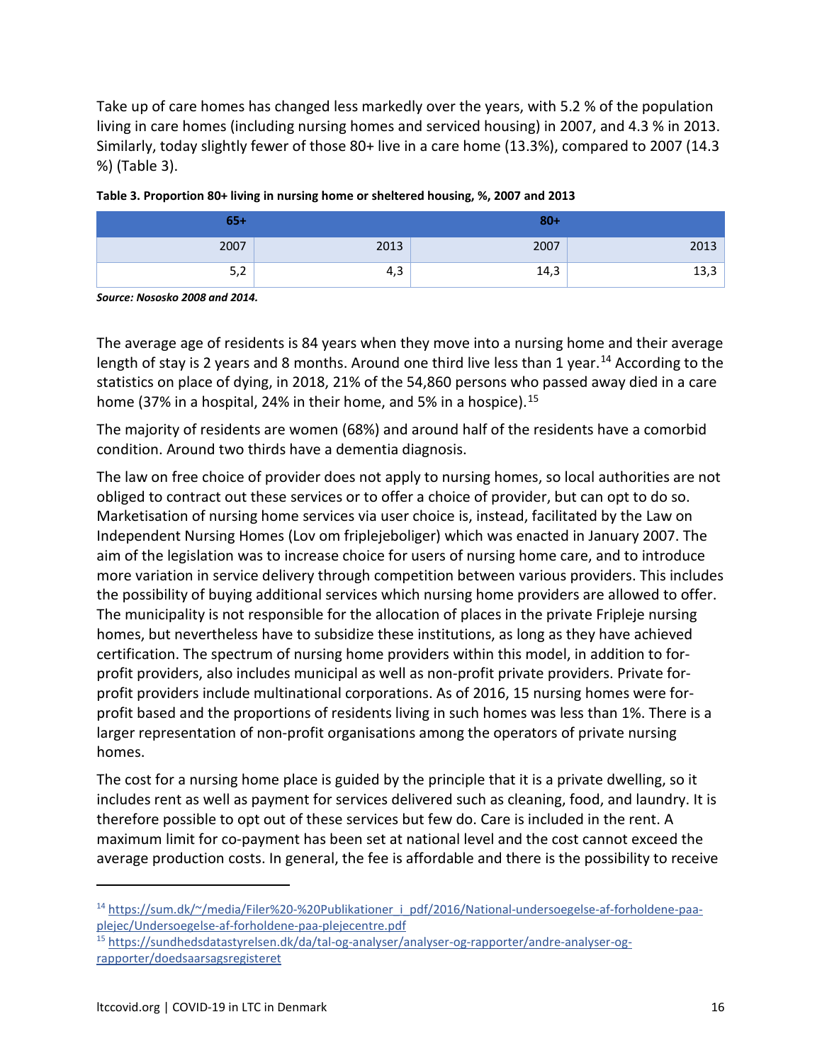Take up of care homes has changed less markedly over the years, with 5.2 % of the population living in care homes (including nursing homes and serviced housing) in 2007, and 4.3 % in 2013. Similarly, today slightly fewer of those 80+ live in a care home (13.3%), compared to 2007 (14.3 %) (Table 3).

**Table 3. Proportion 80+ living in nursing home or sheltered housing, %, 2007 and 2013**

| 65+ | | 80+ | |
|---|---|---|---|
| 2007 | 2013 | 2007 | 2013 |
| 5,2 | 4,3 | 14,3 | 13,3 |

***Source: Nososko 2008 and 2014.***

The average age of residents is 84 years when they move into a nursing home and their average length of stay is 2 years and 8 months. Around one third live less than 1 year.[14] According to the statistics on place of dying, in 2018, 21% of the 54,860 persons who passed away died in a care home (37% in a hospital, 24% in their home, and 5% in a hospice).[15]

The majority of residents are women (68%) and around half of the residents have a comorbid condition. Around two thirds have a dementia diagnosis.

The law on free choice of provider does not apply to nursing homes, so local authorities are not obliged to contract out these services or to offer a choice of provider, but can opt to do so. Marketisation of nursing home services via user choice is, instead, facilitated by the Law on Independent Nursing Homes (Lov om friplejeboliger) which was enacted in January 2007. The aim of the legislation was to increase choice for users of nursing home care, and to introduce more variation in service delivery through competition between various providers. This includes the possibility of buying additional services which nursing home providers are allowed to offer. The municipality is not responsible for the allocation of places in the private Fripleje nursing homes, but nevertheless have to subsidize these institutions, as long as they have achieved certification. The spectrum of nursing home providers within this model, in addition to for-profit providers, also includes municipal as well as non-profit private providers. Private for-profit providers include multinational corporations. As of 2016, 15 nursing homes were for-profit based and the proportions of residents living in such homes was less than 1%. There is a larger representation of non-profit organisations among the operators of private nursing homes.

The cost for a nursing home place is guided by the principle that it is a private dwelling, so it includes rent as well as payment for services delivered such as cleaning, food, and laundry. It is therefore possible to opt out of these services but few do. Care is included in the rent. A maximum limit for co-payment has been set at national level and the cost cannot exceed the average production costs. In general, the fee is affordable and there is the possibility to receive

[14] https://sum.dk/~/media/Filer%20-%20Publikationer_i_pdf/2016/National-undersoegelse-af-forholdene-paa-plejec/Undersoegelse-af-forholdene-paa-plejecentre.pdf

[15] https://sundhedsdatastyrelsen.dk/da/tal-og-analyser/analyser-og-rapporter/andre-analyser-og-rapporter/doedsaarsagsregisteret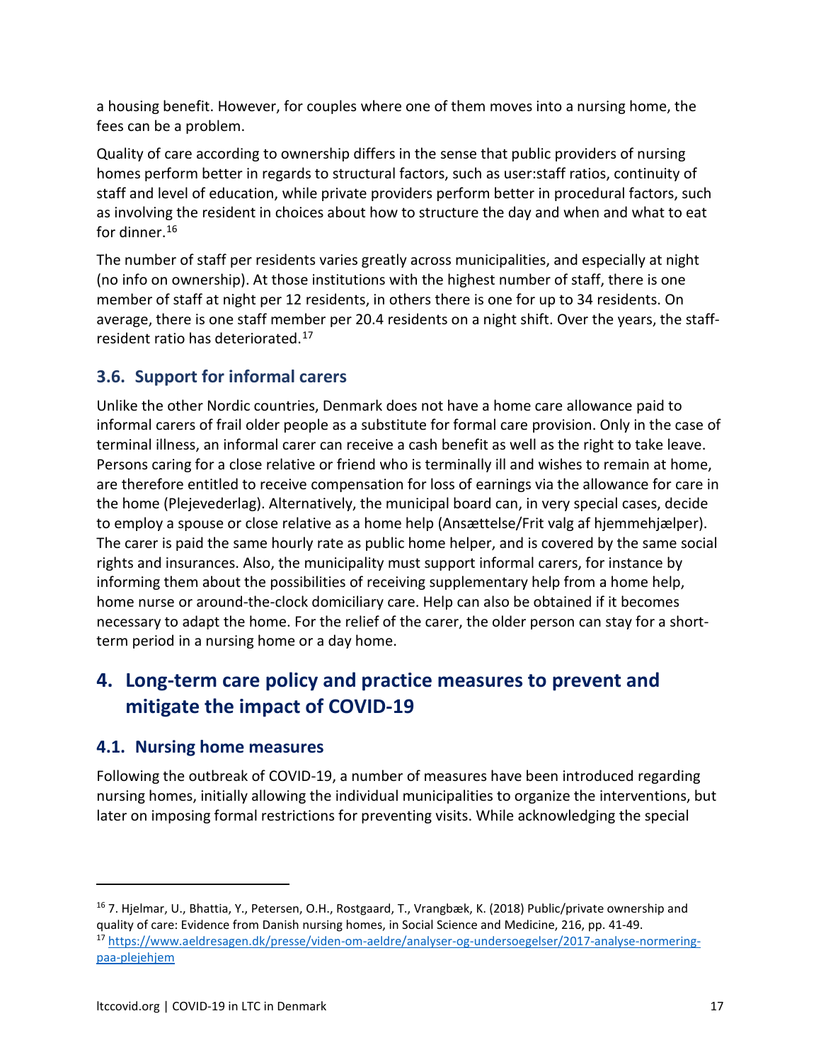a housing benefit. However, for couples where one of them moves into a nursing home, the fees can be a problem.

Quality of care according to ownership differs in the sense that public providers of nursing homes perform better in regards to structural factors, such as user:staff ratios, continuity of staff and level of education, while private providers perform better in procedural factors, such as involving the resident in choices about how to structure the day and when and what to eat for dinner.[16]

The number of staff per residents varies greatly across municipalities, and especially at night (no info on ownership). At those institutions with the highest number of staff, there is one member of staff at night per 12 residents, in others there is one for up to 34 residents. On average, there is one staff member per 20.4 residents on a night shift. Over the years, the staff-resident ratio has deteriorated.[17]

### 3.6. Support for informal carers

Unlike the other Nordic countries, Denmark does not have a home care allowance paid to informal carers of frail older people as a substitute for formal care provision. Only in the case of terminal illness, an informal carer can receive a cash benefit as well as the right to take leave. Persons caring for a close relative or friend who is terminally ill and wishes to remain at home, are therefore entitled to receive compensation for loss of earnings via the allowance for care in the home (Plejevederlag). Alternatively, the municipal board can, in very special cases, decide to employ a spouse or close relative as a home help (Ansættelse/Frit valg af hjemmehjælper). The carer is paid the same hourly rate as public home helper, and is covered by the same social rights and insurances. Also, the municipality must support informal carers, for instance by informing them about the possibilities of receiving supplementary help from a home help, home nurse or around-the-clock domiciliary care. Help can also be obtained if it becomes necessary to adapt the home. For the relief of the carer, the older person can stay for a short-term period in a nursing home or a day home.

## 4. Long-term care policy and practice measures to prevent and mitigate the impact of COVID-19

### 4.1. Nursing home measures

Following the outbreak of COVID-19, a number of measures have been introduced regarding nursing homes, initially allowing the individual municipalities to organize the interventions, but later on imposing formal restrictions for preventing visits. While acknowledging the special

---

[16] 7. Hjelmar, U., Bhattia, Y., Petersen, O.H., Rostgaard, T., Vrangbæk, K. (2018) Public/private ownership and quality of care: Evidence from Danish nursing homes, in Social Science and Medicine, 216, pp. 41-49.

[17] https://www.aeldresagen.dk/presse/viden-om-aeldre/analyser-og-undersoegelser/2017-analyse-normering-paa-plejehjem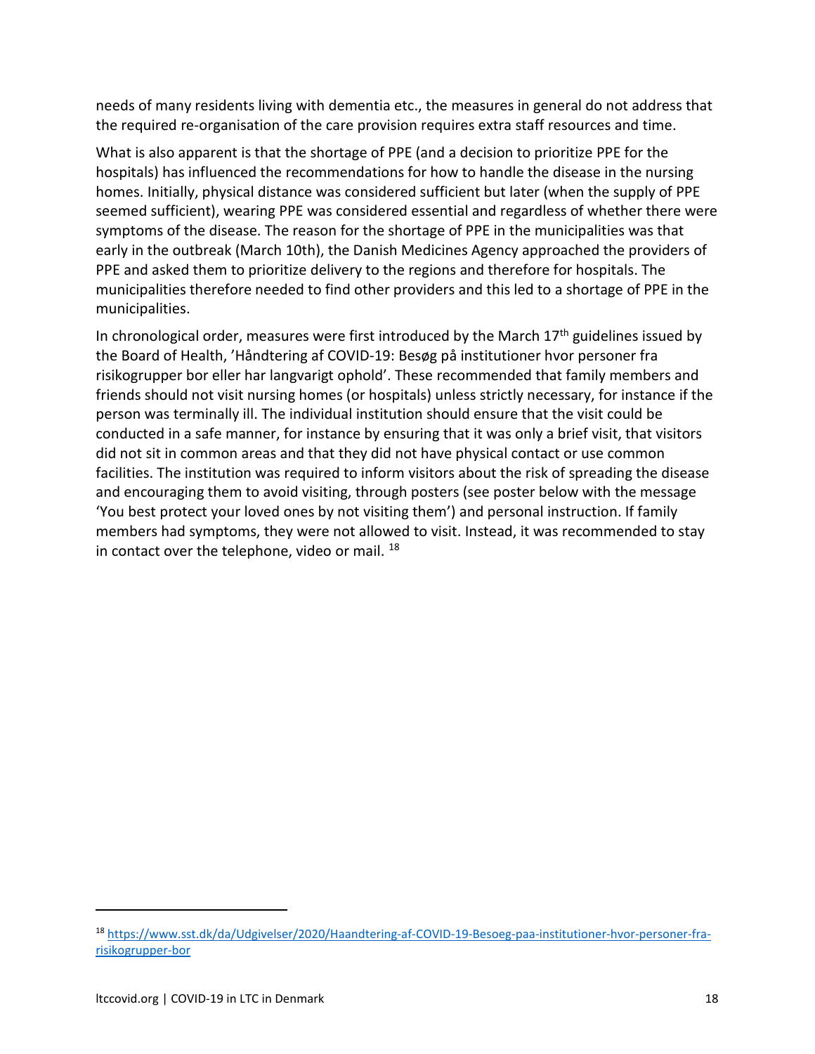needs of many residents living with dementia etc., the measures in general do not address that the required re-organisation of the care provision requires extra staff resources and time.

What is also apparent is that the shortage of PPE (and a decision to prioritize PPE for the hospitals) has influenced the recommendations for how to handle the disease in the nursing homes. Initially, physical distance was considered sufficient but later (when the supply of PPE seemed sufficient), wearing PPE was considered essential and regardless of whether there were symptoms of the disease. The reason for the shortage of PPE in the municipalities was that early in the outbreak (March 10th), the Danish Medicines Agency approached the providers of PPE and asked them to prioritize delivery to the regions and therefore for hospitals. The municipalities therefore needed to find other providers and this led to a shortage of PPE in the municipalities.

In chronological order, measures were first introduced by the March 17th guidelines issued by the Board of Health, 'Håndtering af COVID-19: Besøg på institutioner hvor personer fra risikogrupper bor eller har langvarigt ophold'. These recommended that family members and friends should not visit nursing homes (or hospitals) unless strictly necessary, for instance if the person was terminally ill. The individual institution should ensure that the visit could be conducted in a safe manner, for instance by ensuring that it was only a brief visit, that visitors did not sit in common areas and that they did not have physical contact or use common facilities. The institution was required to inform visitors about the risk of spreading the disease and encouraging them to avoid visiting, through posters (see poster below with the message 'You best protect your loved ones by not visiting them') and personal instruction. If family members had symptoms, they were not allowed to visit. Instead, it was recommended to stay in contact over the telephone, video or mail. [18]

[18] https://www.sst.dk/da/Udgivelser/2020/Haandtering-af-COVID-19-Besoeg-paa-institutioner-hvor-personer-fra-risikogrupper-bor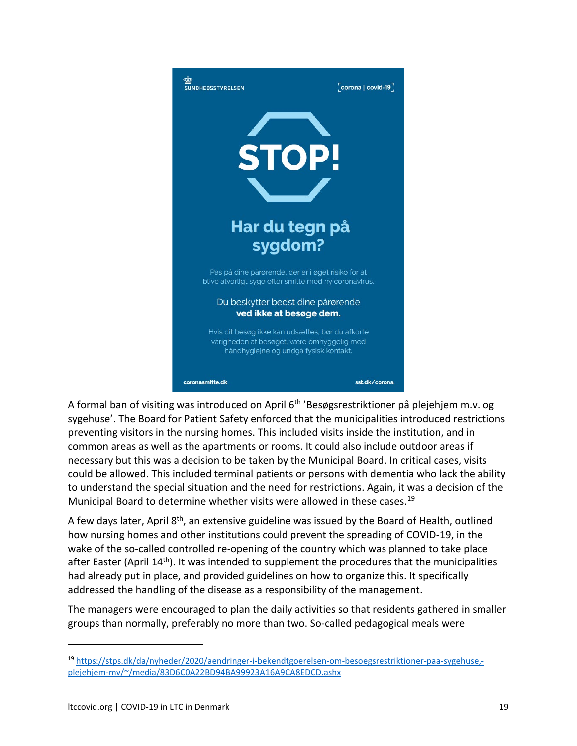SUNDHEDSSTYRELSEN

[corona | covid-19]

**STOP!**

**Har du tegn på sygdom?**

Pas på dine pårørende, der er i øget risiko for at blive alvorligt syge efter smitte med ny coronavirus.

Du beskytter bedst dine pårørende **ved ikke at besøge dem.**

Hvis dit besøg ikke kan udsættes, bør du afkorte varigheden af besøget, være omhyggelig med håndhygiejne og undgå fysisk kontakt.

**coronasmitte.dk** **sst.dk/corona**

A formal ban of visiting was introduced on April 6th 'Besøgsrestriktioner på plejehjem m.v. og sygehuse'. The Board for Patient Safety enforced that the municipalities introduced restrictions preventing visitors in the nursing homes. This included visits inside the institution, and in common areas as well as the apartments or rooms. It could also include outdoor areas if necessary but this was a decision to be taken by the Municipal Board. In critical cases, visits could be allowed. This included terminal patients or persons with dementia who lack the ability to understand the special situation and the need for restrictions. Again, it was a decision of the Municipal Board to determine whether visits were allowed in these cases.[19]

A few days later, April 8th, an extensive guideline was issued by the Board of Health, outlined how nursing homes and other institutions could prevent the spreading of COVID-19, in the wake of the so-called controlled re-opening of the country which was planned to take place after Easter (April 14th). It was intended to supplement the procedures that the municipalities had already put in place, and provided guidelines on how to organize this. It specifically addressed the handling of the disease as a responsibility of the management.

The managers were encouraged to plan the daily activities so that residents gathered in smaller groups than normally, preferably no more than two. So-called pedagogical meals were

---

[19] https://stps.dk/da/nyheder/2020/aendringer-i-bekendtgoerelsen-om-besoegsrestriktioner-paa-sygehuse,-plejehjem-mv/~/media/83D6C0A22BD94BA99923A16A9CA8EDCD.ashx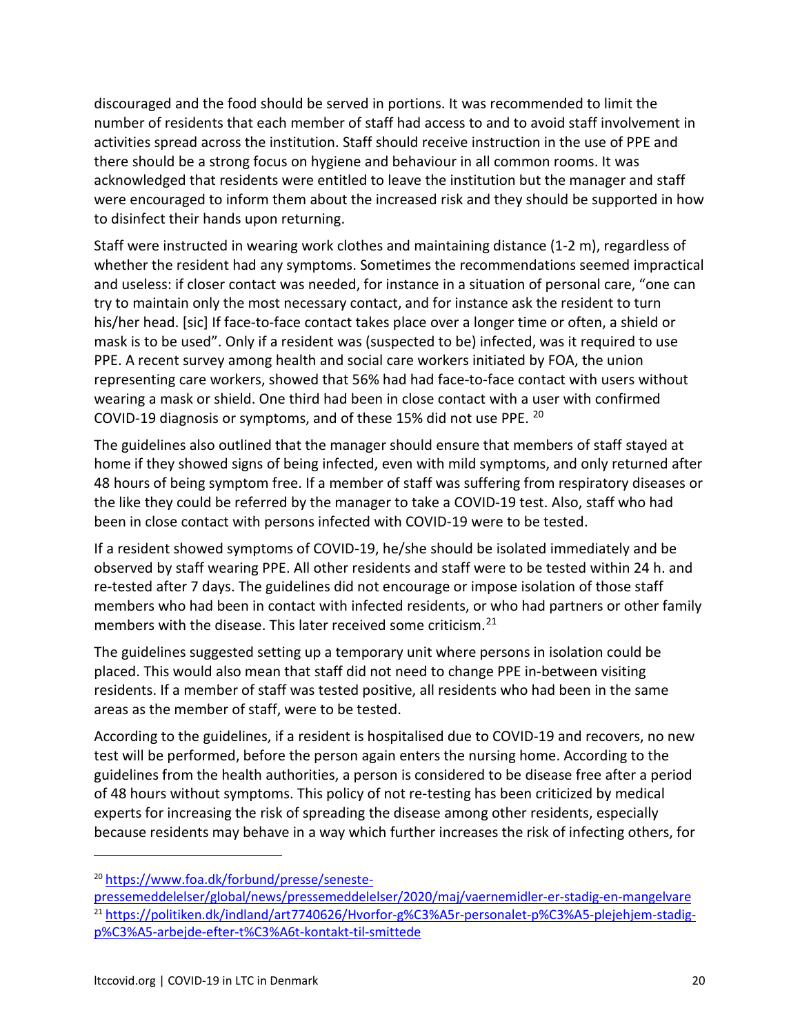discouraged and the food should be served in portions. It was recommended to limit the number of residents that each member of staff had access to and to avoid staff involvement in activities spread across the institution. Staff should receive instruction in the use of PPE and there should be a strong focus on hygiene and behaviour in all common rooms. It was acknowledged that residents were entitled to leave the institution but the manager and staff were encouraged to inform them about the increased risk and they should be supported in how to disinfect their hands upon returning.

Staff were instructed in wearing work clothes and maintaining distance (1-2 m), regardless of whether the resident had any symptoms. Sometimes the recommendations seemed impractical and useless: if closer contact was needed, for instance in a situation of personal care, "one can try to maintain only the most necessary contact, and for instance ask the resident to turn his/her head. [sic] If face-to-face contact takes place over a longer time or often, a shield or mask is to be used". Only if a resident was (suspected to be) infected, was it required to use PPE. A recent survey among health and social care workers initiated by FOA, the union representing care workers, showed that 56% had had face-to-face contact with users without wearing a mask or shield. One third had been in close contact with a user with confirmed COVID-19 diagnosis or symptoms, and of these 15% did not use PPE. [20]

The guidelines also outlined that the manager should ensure that members of staff stayed at home if they showed signs of being infected, even with mild symptoms, and only returned after 48 hours of being symptom free. If a member of staff was suffering from respiratory diseases or the like they could be referred by the manager to take a COVID-19 test. Also, staff who had been in close contact with persons infected with COVID-19 were to be tested.

If a resident showed symptoms of COVID-19, he/she should be isolated immediately and be observed by staff wearing PPE. All other residents and staff were to be tested within 24 h. and re-tested after 7 days. The guidelines did not encourage or impose isolation of those staff members who had been in contact with infected residents, or who had partners or other family members with the disease. This later received some criticism.[21]

The guidelines suggested setting up a temporary unit where persons in isolation could be placed. This would also mean that staff did not need to change PPE in-between visiting residents. If a member of staff was tested positive, all residents who had been in the same areas as the member of staff, were to be tested.

According to the guidelines, if a resident is hospitalised due to COVID-19 and recovers, no new test will be performed, before the person again enters the nursing home. According to the guidelines from the health authorities, a person is considered to be disease free after a period of 48 hours without symptoms. This policy of not re-testing has been criticized by medical experts for increasing the risk of spreading the disease among other residents, especially because residents may behave in a way which further increases the risk of infecting others, for

---

[20] https://www.foa.dk/forbund/presse/seneste-pressemeddelelser/global/news/pressemeddelelser/2020/maj/vaernemidler-er-stadig-en-mangelvare

[21] https://politiken.dk/indland/art7740626/Hvorfor-g%C3%A5r-personalet-p%C3%A5-plejehjem-stadig-p%C3%A5-arbejde-efter-t%C3%A6t-kontakt-til-smittede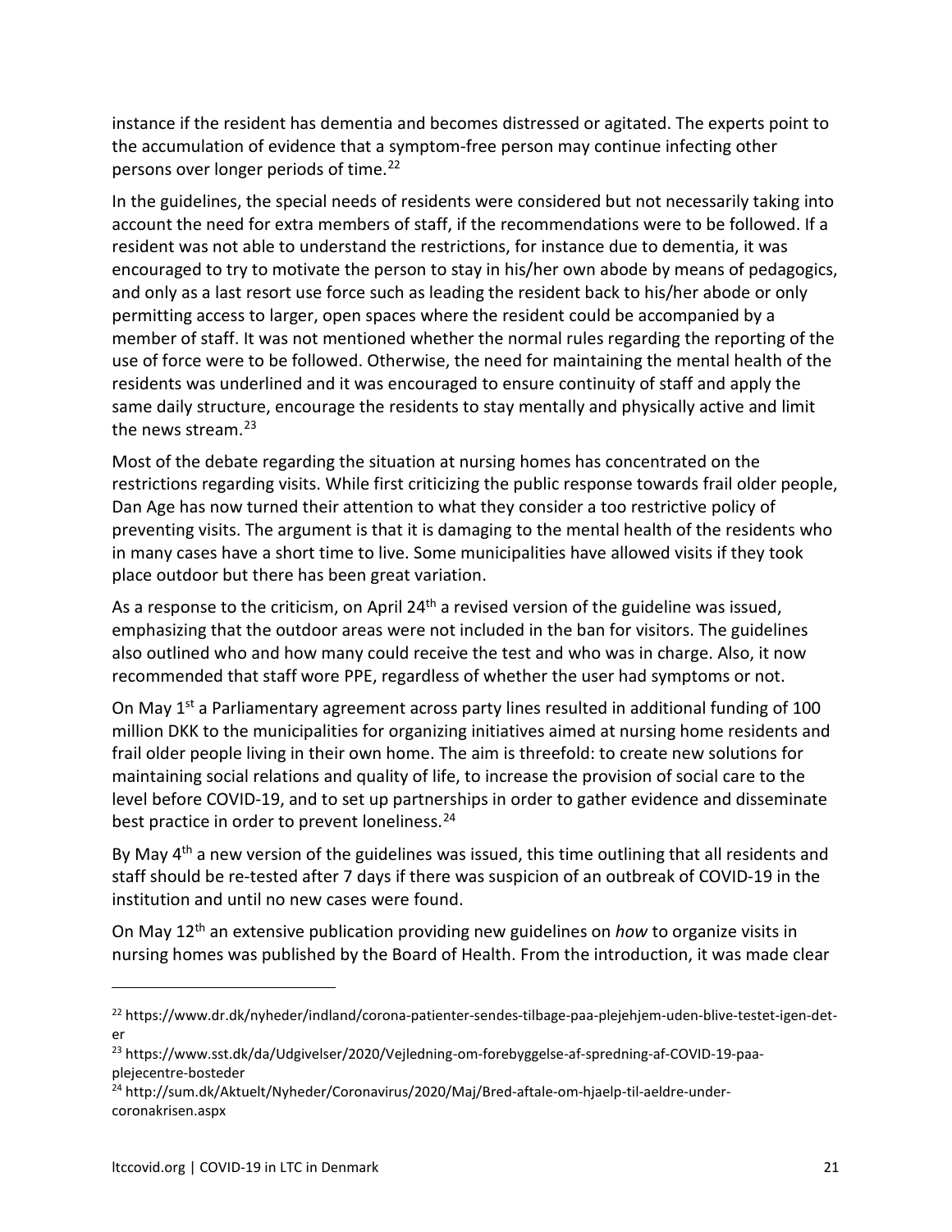instance if the resident has dementia and becomes distressed or agitated. The experts point to the accumulation of evidence that a symptom-free person may continue infecting other persons over longer periods of time.[22]

In the guidelines, the special needs of residents were considered but not necessarily taking into account the need for extra members of staff, if the recommendations were to be followed. If a resident was not able to understand the restrictions, for instance due to dementia, it was encouraged to try to motivate the person to stay in his/her own abode by means of pedagogics, and only as a last resort use force such as leading the resident back to his/her abode or only permitting access to larger, open spaces where the resident could be accompanied by a member of staff. It was not mentioned whether the normal rules regarding the reporting of the use of force were to be followed. Otherwise, the need for maintaining the mental health of the residents was underlined and it was encouraged to ensure continuity of staff and apply the same daily structure, encourage the residents to stay mentally and physically active and limit the news stream.[23]

Most of the debate regarding the situation at nursing homes has concentrated on the restrictions regarding visits. While first criticizing the public response towards frail older people, Dan Age has now turned their attention to what they consider a too restrictive policy of preventing visits. The argument is that it is damaging to the mental health of the residents who in many cases have a short time to live. Some municipalities have allowed visits if they took place outdoor but there has been great variation.

As a response to the criticism, on April 24th a revised version of the guideline was issued, emphasizing that the outdoor areas were not included in the ban for visitors. The guidelines also outlined who and how many could receive the test and who was in charge. Also, it now recommended that staff wore PPE, regardless of whether the user had symptoms or not.

On May 1st a Parliamentary agreement across party lines resulted in additional funding of 100 million DKK to the municipalities for organizing initiatives aimed at nursing home residents and frail older people living in their own home. The aim is threefold: to create new solutions for maintaining social relations and quality of life, to increase the provision of social care to the level before COVID-19, and to set up partnerships in order to gather evidence and disseminate best practice in order to prevent loneliness.[24]

By May 4th a new version of the guidelines was issued, this time outlining that all residents and staff should be re-tested after 7 days if there was suspicion of an outbreak of COVID-19 in the institution and until no new cases were found.

On May 12th an extensive publication providing new guidelines on *how* to organize visits in nursing homes was published by the Board of Health. From the introduction, it was made clear

---

[22] https://www.dr.dk/nyheder/indland/corona-patienter-sendes-tilbage-paa-plejehjem-uden-blive-testet-igen-det-er

[23] https://www.sst.dk/da/Udgivelser/2020/Vejledning-om-forebyggelse-af-spredning-af-COVID-19-paa-plejecentre-bosteder

[24] http://sum.dk/Aktuelt/Nyheder/Coronavirus/2020/Maj/Bred-aftale-om-hjaelp-til-aeldre-under-coronakrisen.aspx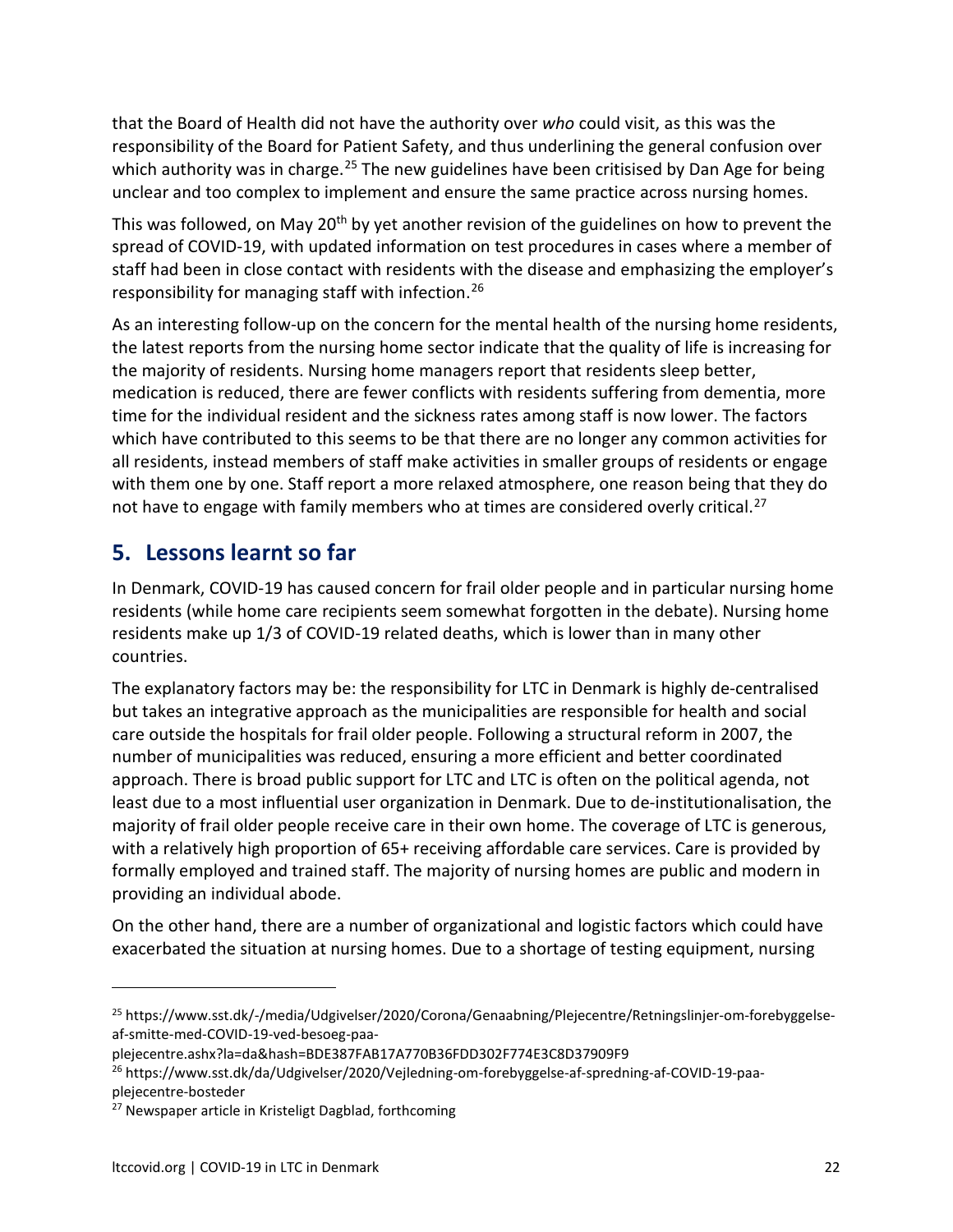that the Board of Health did not have the authority over *who* could visit, as this was the responsibility of the Board for Patient Safety, and thus underlining the general confusion over which authority was in charge.[25] The new guidelines have been critisised by Dan Age for being unclear and too complex to implement and ensure the same practice across nursing homes.

This was followed, on May 20th by yet another revision of the guidelines on how to prevent the spread of COVID-19, with updated information on test procedures in cases where a member of staff had been in close contact with residents with the disease and emphasizing the employer's responsibility for managing staff with infection.[26]

As an interesting follow-up on the concern for the mental health of the nursing home residents, the latest reports from the nursing home sector indicate that the quality of life is increasing for the majority of residents. Nursing home managers report that residents sleep better, medication is reduced, there are fewer conflicts with residents suffering from dementia, more time for the individual resident and the sickness rates among staff is now lower. The factors which have contributed to this seems to be that there are no longer any common activities for all residents, instead members of staff make activities in smaller groups of residents or engage with them one by one. Staff report a more relaxed atmosphere, one reason being that they do not have to engage with family members who at times are considered overly critical.[27]

## 5. Lessons learnt so far

In Denmark, COVID-19 has caused concern for frail older people and in particular nursing home residents (while home care recipients seem somewhat forgotten in the debate). Nursing home residents make up 1/3 of COVID-19 related deaths, which is lower than in many other countries.

The explanatory factors may be: the responsibility for LTC in Denmark is highly de-centralised but takes an integrative approach as the municipalities are responsible for health and social care outside the hospitals for frail older people. Following a structural reform in 2007, the number of municipalities was reduced, ensuring a more efficient and better coordinated approach. There is broad public support for LTC and LTC is often on the political agenda, not least due to a most influential user organization in Denmark. Due to de-institutionalisation, the majority of frail older people receive care in their own home. The coverage of LTC is generous, with a relatively high proportion of 65+ receiving affordable care services. Care is provided by formally employed and trained staff. The majority of nursing homes are public and modern in providing an individual abode.

On the other hand, there are a number of organizational and logistic factors which could have exacerbated the situation at nursing homes. Due to a shortage of testing equipment, nursing

---

[25] https://www.sst.dk/-/media/Udgivelser/2020/Corona/Genaabning/Plejecentre/Retningslinjer-om-forebyggelse-af-smitte-med-COVID-19-ved-besoeg-paa-plejecentre.ashx?la=da&hash=BDE387FAB17A770B36FDD302F774E3C8D37909F9

[26] https://www.sst.dk/da/Udgivelser/2020/Vejledning-om-forebyggelse-af-spredning-af-COVID-19-paa-plejecentre-bosteder

[27] Newspaper article in Kristeligt Dagblad, forthcoming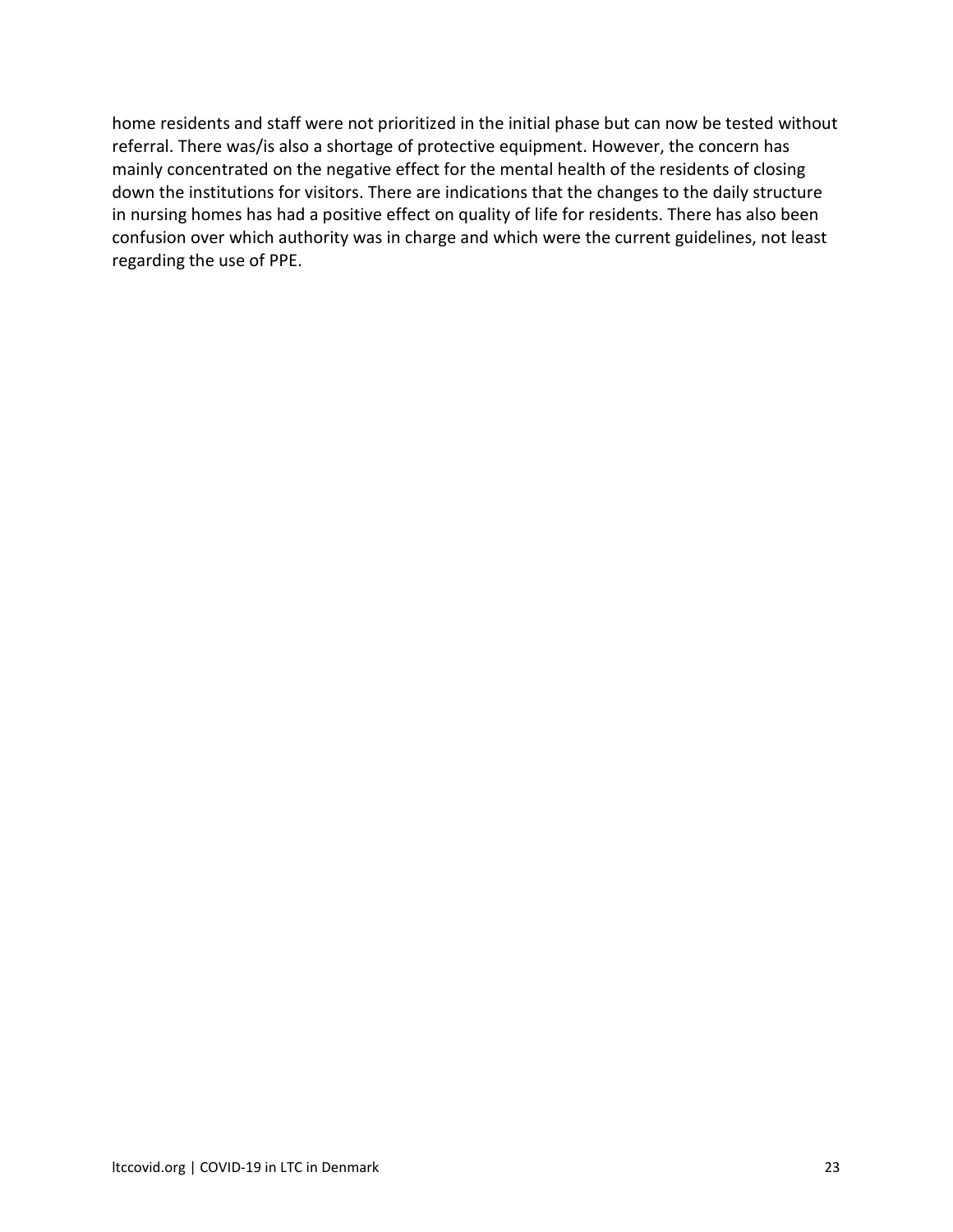home residents and staff were not prioritized in the initial phase but can now be tested without referral. There was/is also a shortage of protective equipment. However, the concern has mainly concentrated on the negative effect for the mental health of the residents of closing down the institutions for visitors. There are indications that the changes to the daily structure in nursing homes has had a positive effect on quality of life for residents. There has also been confusion over which authority was in charge and which were the current guidelines, not least regarding the use of PPE.